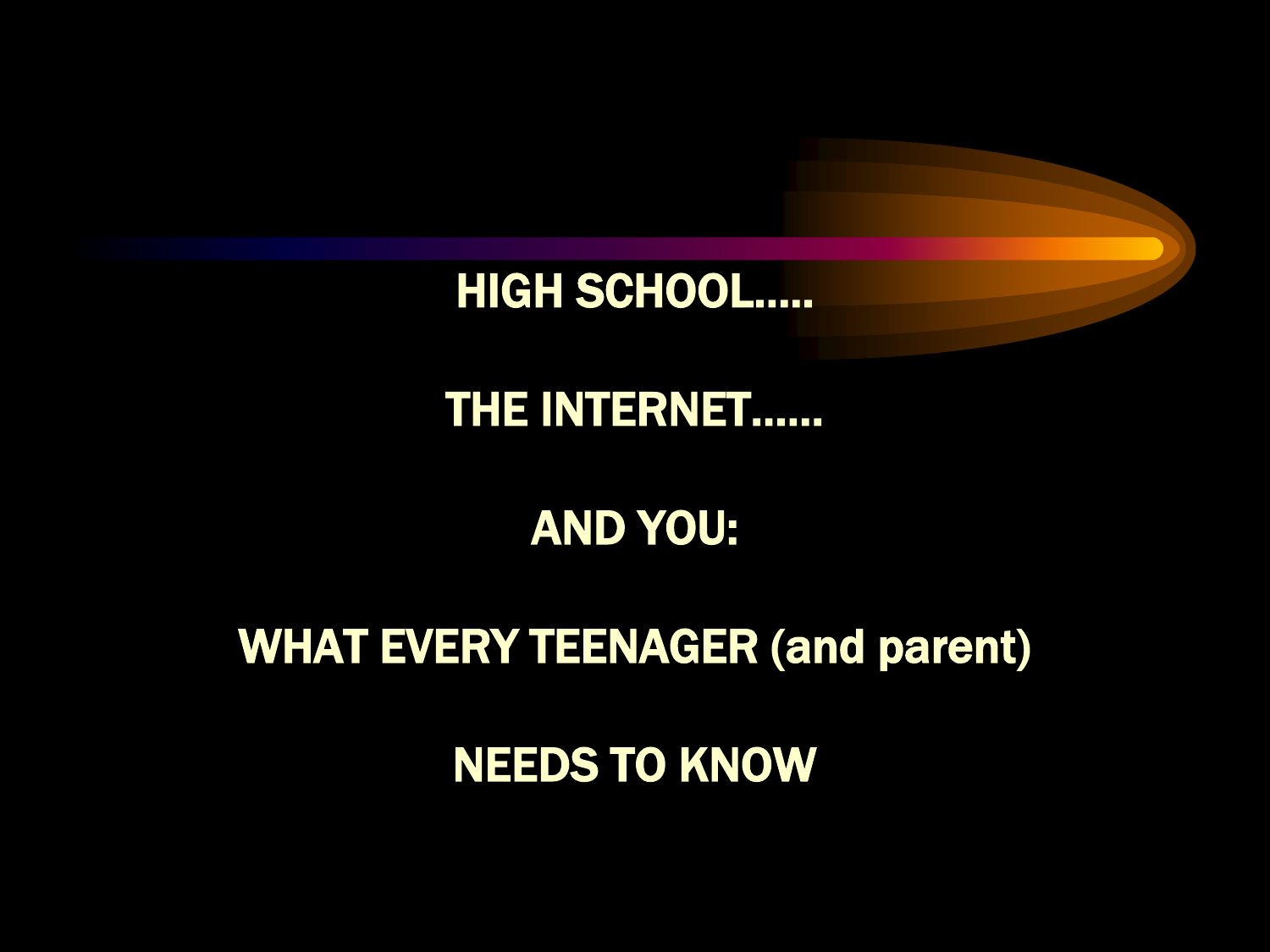# HIGH SCHOOL…..

# THE INTERNET……

# AND YOU:

# WHAT EVERY TEENAGER (and parent)

# NEEDS TO KNOW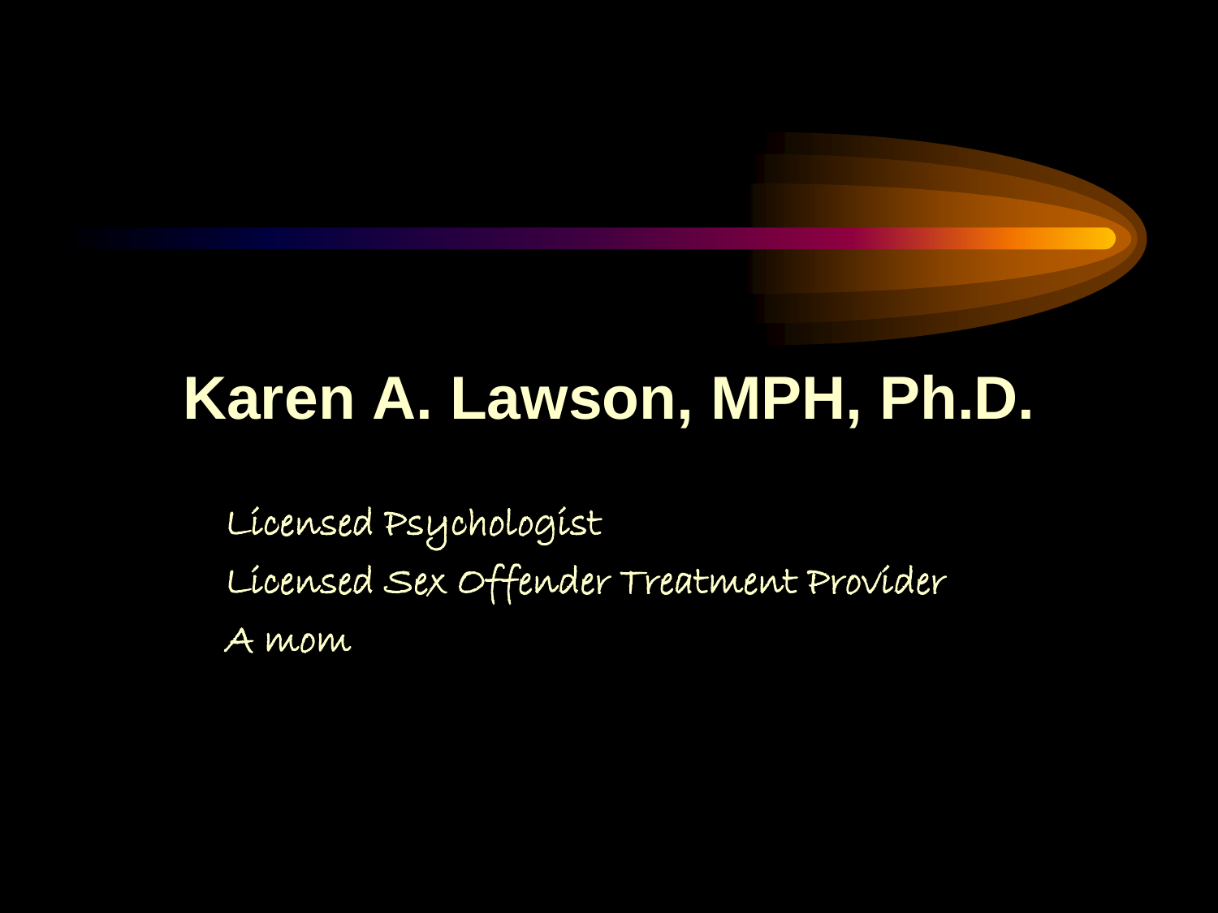# Karen A. Lawson, MPH, Ph.D.

Licensed Psychologist

Licensed Sex Offender Treatment Provider

A mom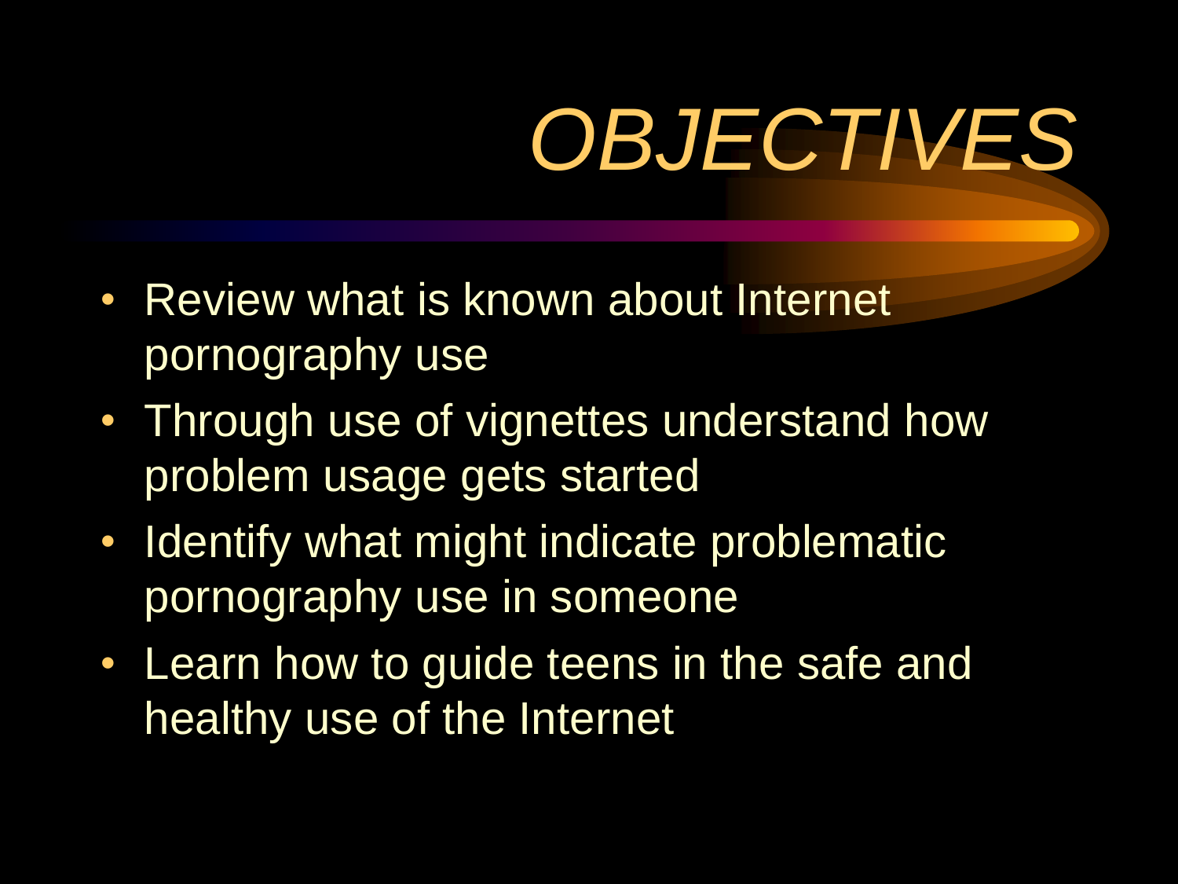# *OBJECTIVES*

- Review what is known about Internet pornography use
- Through use of vignettes understand how problem usage gets started
- Identify what might indicate problematic pornography use in someone
- Learn how to guide teens in the safe and healthy use of the Internet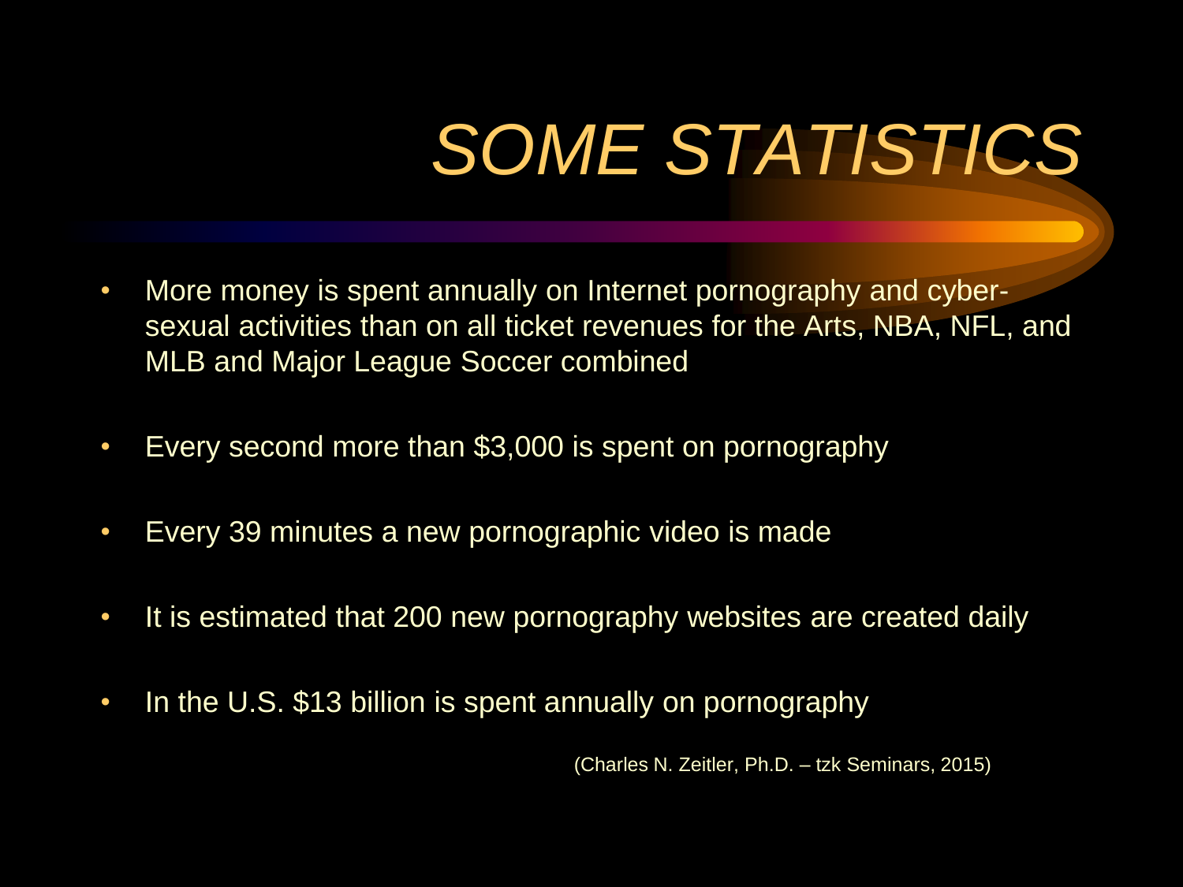# *SOME STATISTICS*

- More money is spent annually on Internet pornography and cyber-sexual activities than on all ticket revenues for the Arts, NBA, NFL, and MLB and Major League Soccer combined
- Every second more than $3,000 is spent on pornography
- Every 39 minutes a new pornographic video is made
- It is estimated that 200 new pornography websites are created daily
- In the U.S. $13 billion is spent annually on pornography

(Charles N. Zeitler, Ph.D. – tzk Seminars, 2015)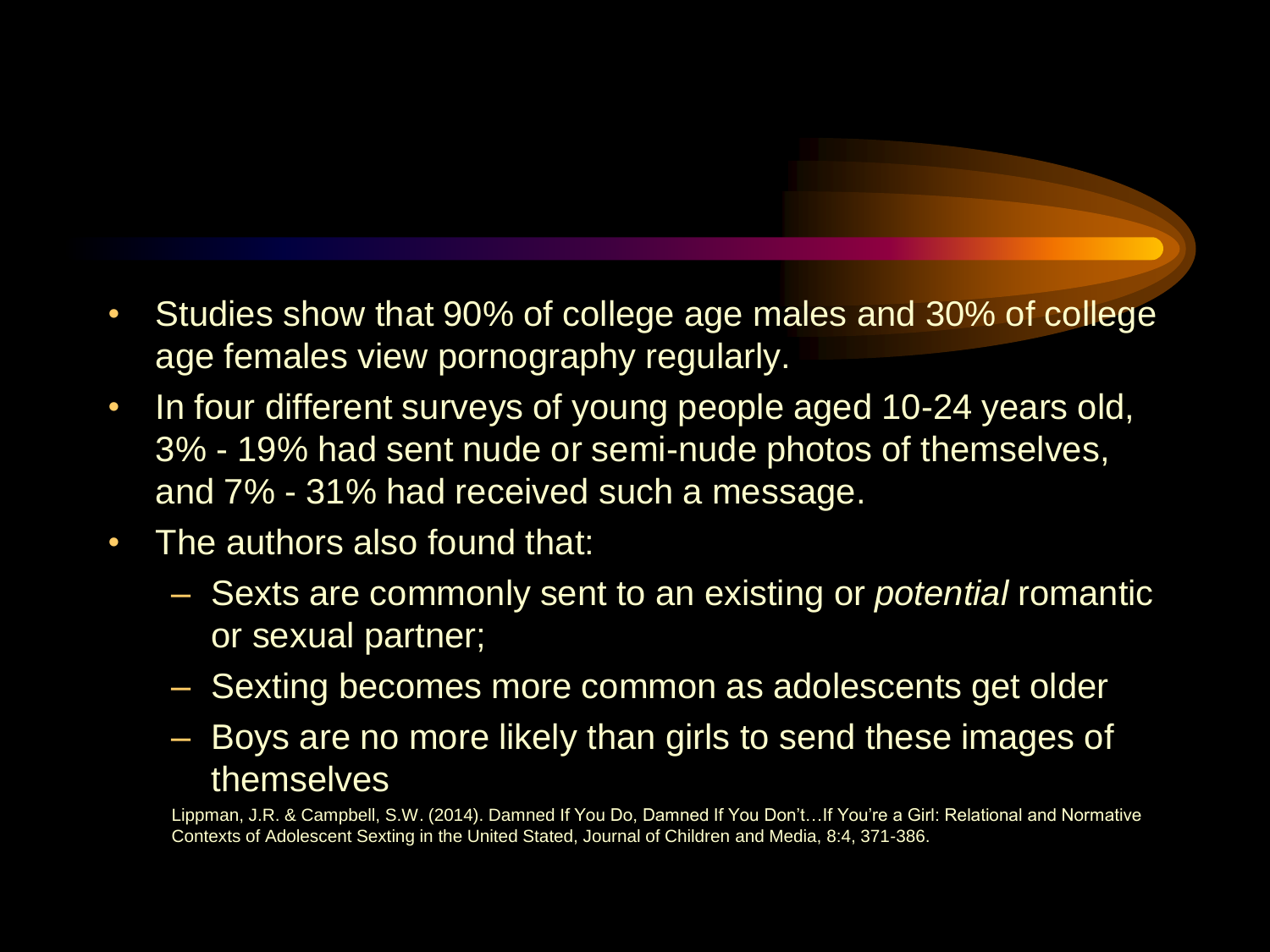- Studies show that 90% of college age males and 30% of college age females view pornography regularly.
- In four different surveys of young people aged 10-24 years old, 3% - 19% had sent nude or semi-nude photos of themselves, and 7% - 31% had received such a message.
- The authors also found that:
  - Sexts are commonly sent to an existing or *potential* romantic or sexual partner;
  - Sexting becomes more common as adolescents get older
  - Boys are no more likely than girls to send these images of themselves

Lippman, J.R. & Campbell, S.W. (2014). Damned If You Do, Damned If You Don't…If You're a Girl: Relational and Normative Contexts of Adolescent Sexting in the United Stated, Journal of Children and Media, 8:4, 371-386.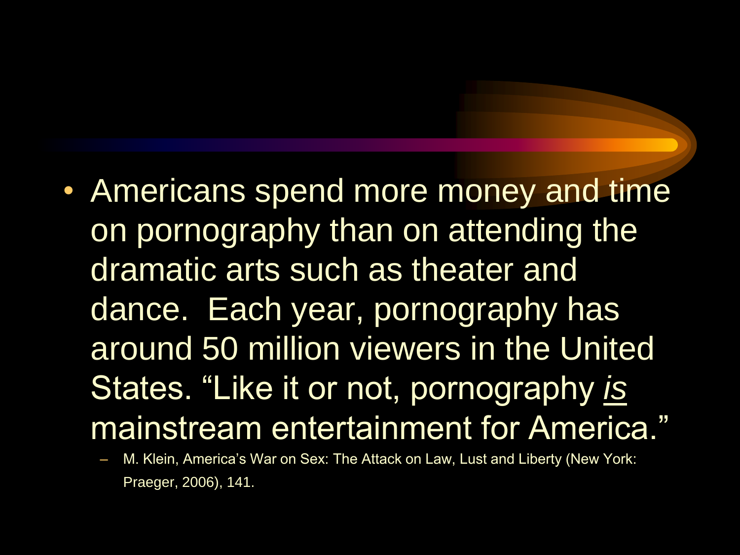- Americans spend more money and time on pornography than on attending the dramatic arts such as theater and dance. Each year, pornography has around 50 million viewers in the United States. "Like it or not, pornography *is* mainstream entertainment for America."
  - M. Klein, America's War on Sex: The Attack on Law, Lust and Liberty (New York: Praeger, 2006), 141.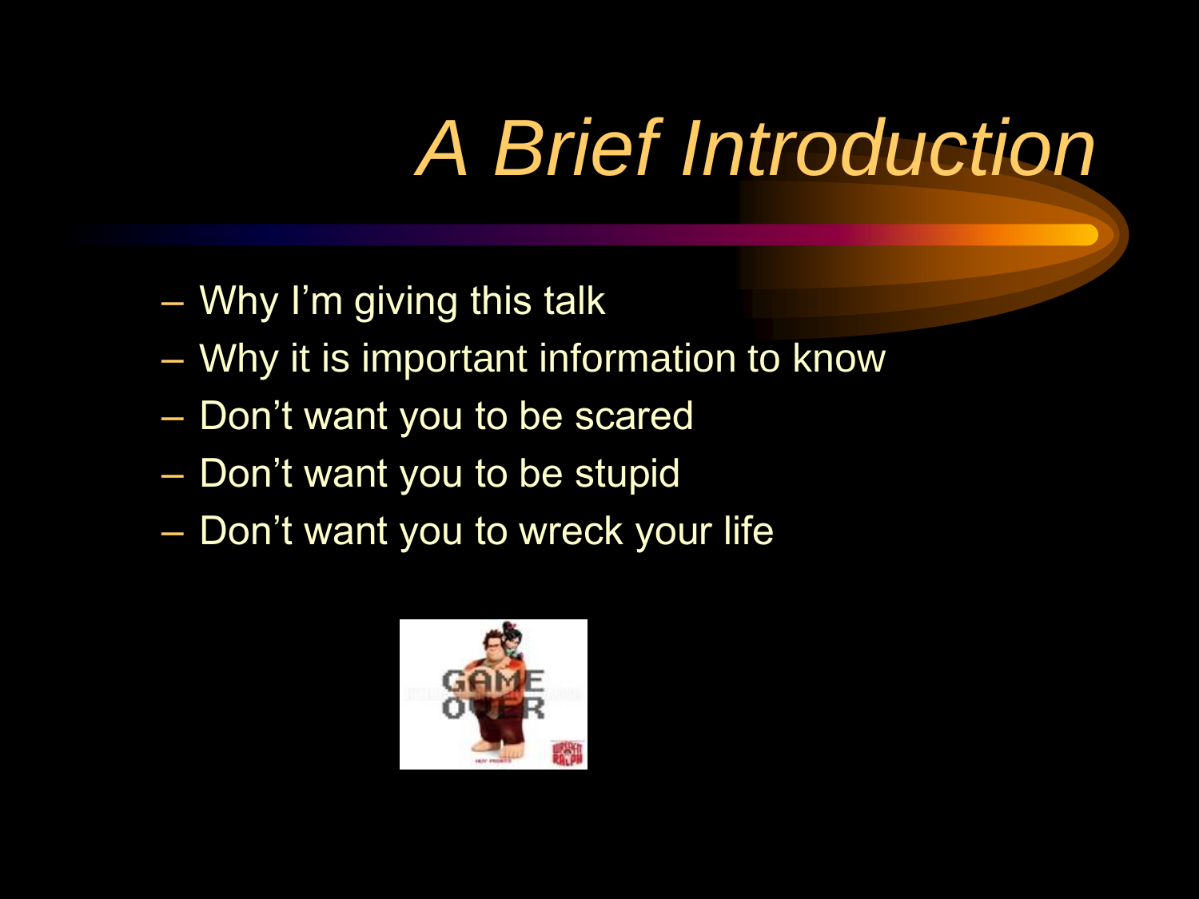# *A Brief Introduction*

- Why I’m giving this talk
- Why it is important information to know
- Don’t want you to be scared
- Don’t want you to be stupid
- Don’t want you to wreck your life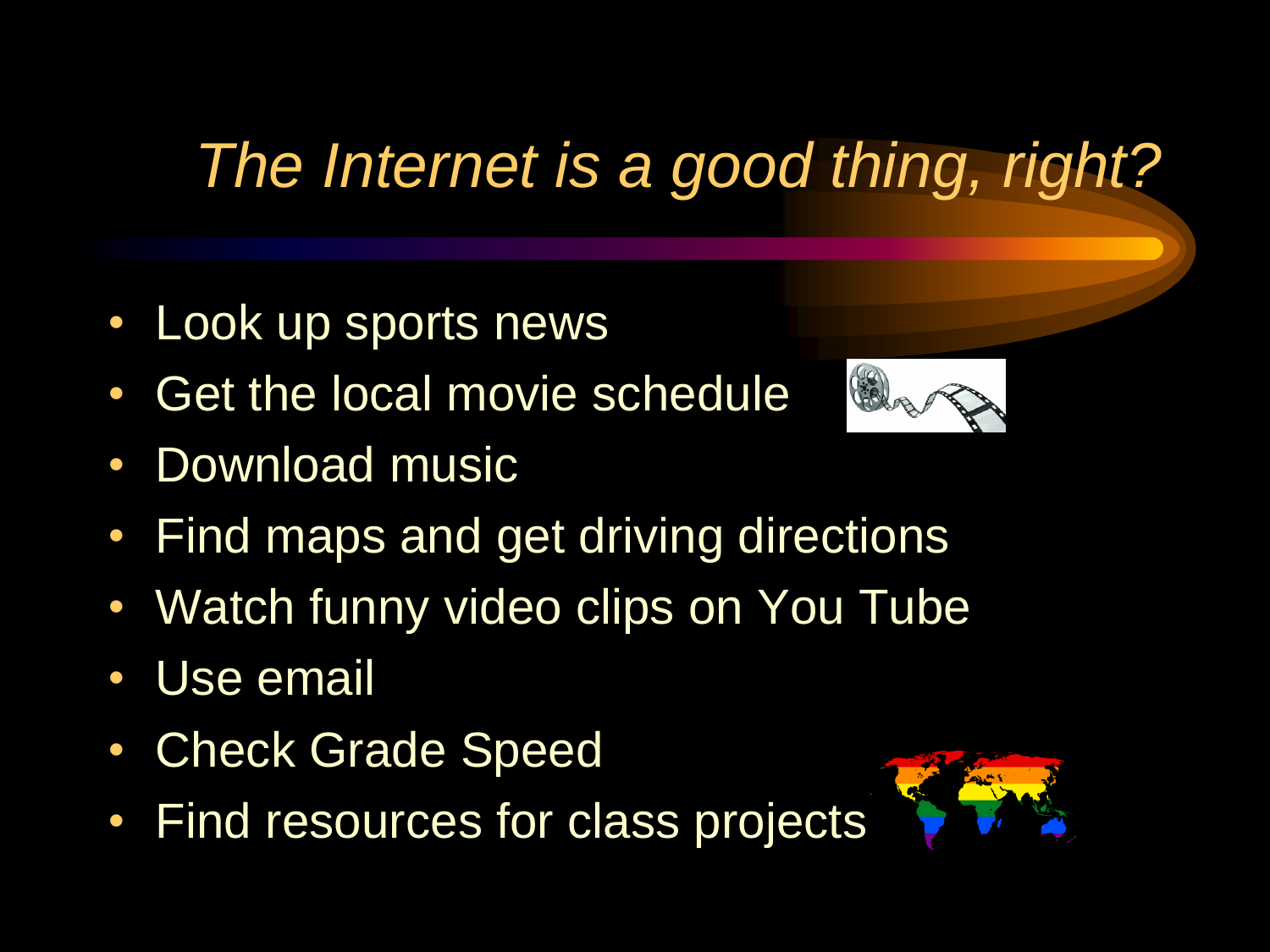# *The Internet is a good thing, right?*

- Look up sports news
- Get the local movie schedule
- Download music
- Find maps and get driving directions
- Watch funny video clips on You Tube
- Use email
- Check Grade Speed
- Find resources for class projects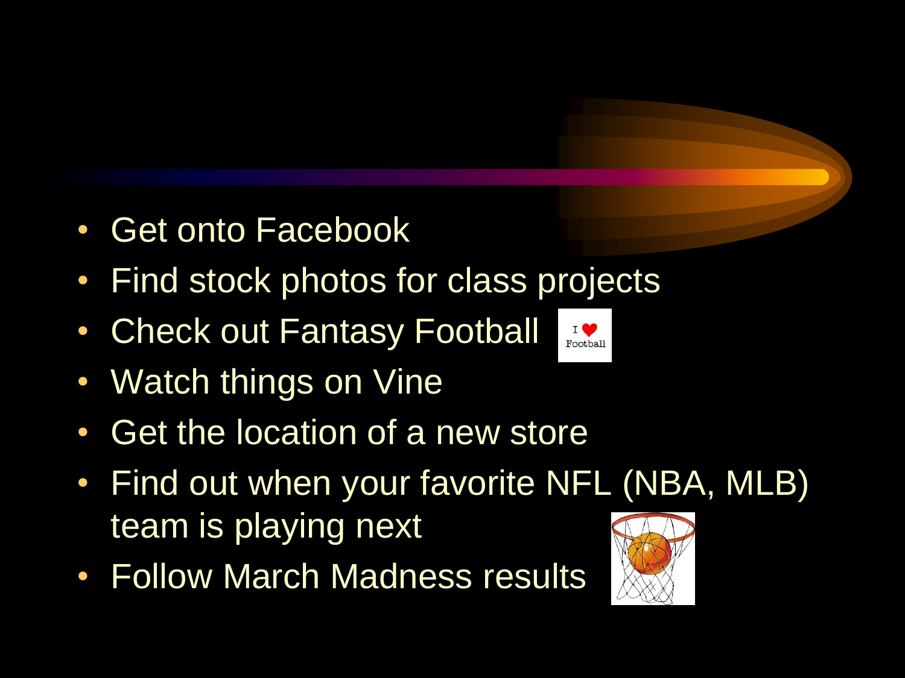- Get onto Facebook
- Find stock photos for class projects
- Check out Fantasy Football
- Watch things on Vine
- Get the location of a new store
- Find out when your favorite NFL (NBA, MLB) team is playing next
- Follow March Madness results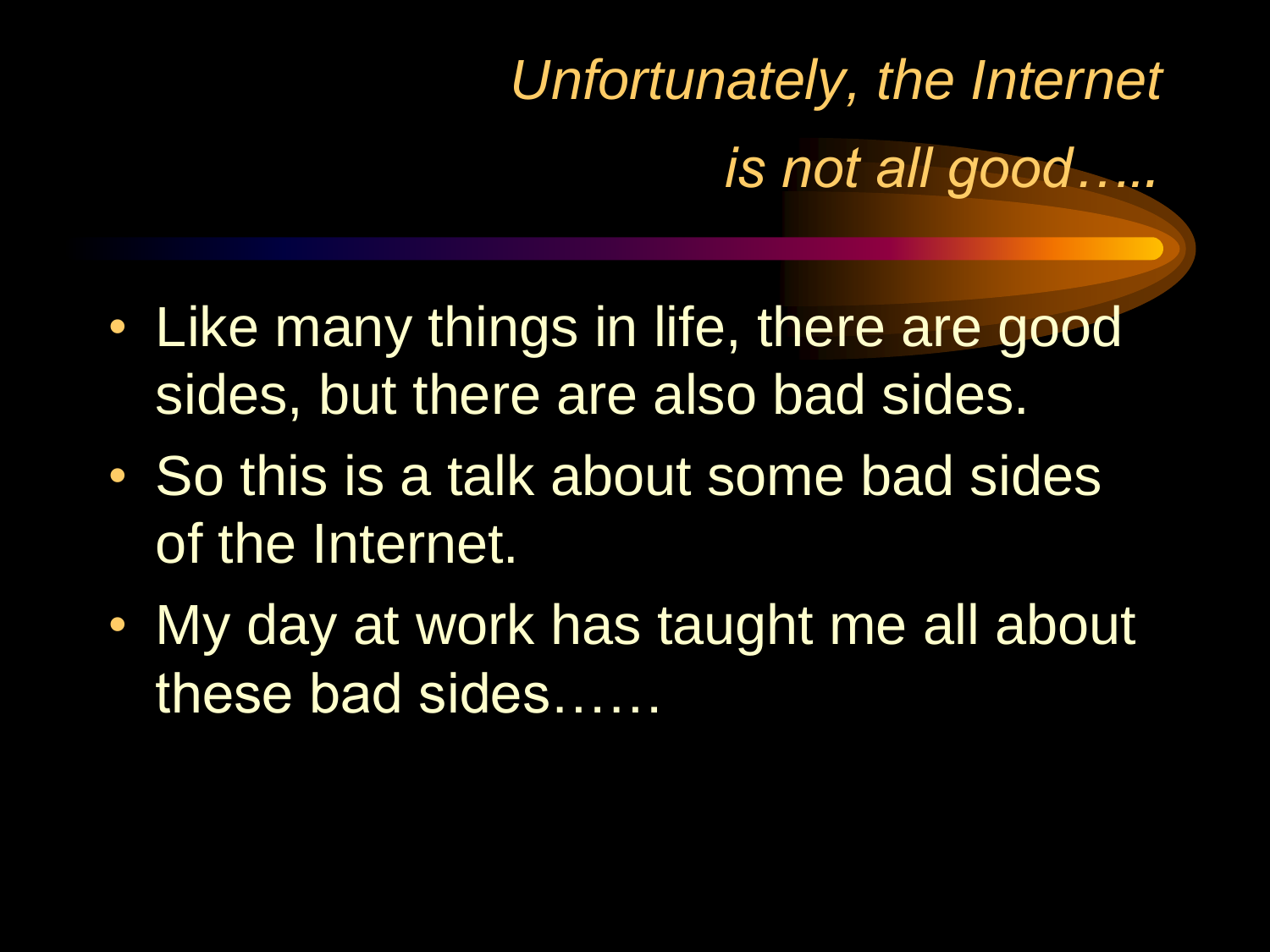# *Unfortunately, the Internet is not all good…..*

- Like many things in life, there are good sides, but there are also bad sides.
- So this is a talk about some bad sides of the Internet.
- My day at work has taught me all about these bad sides……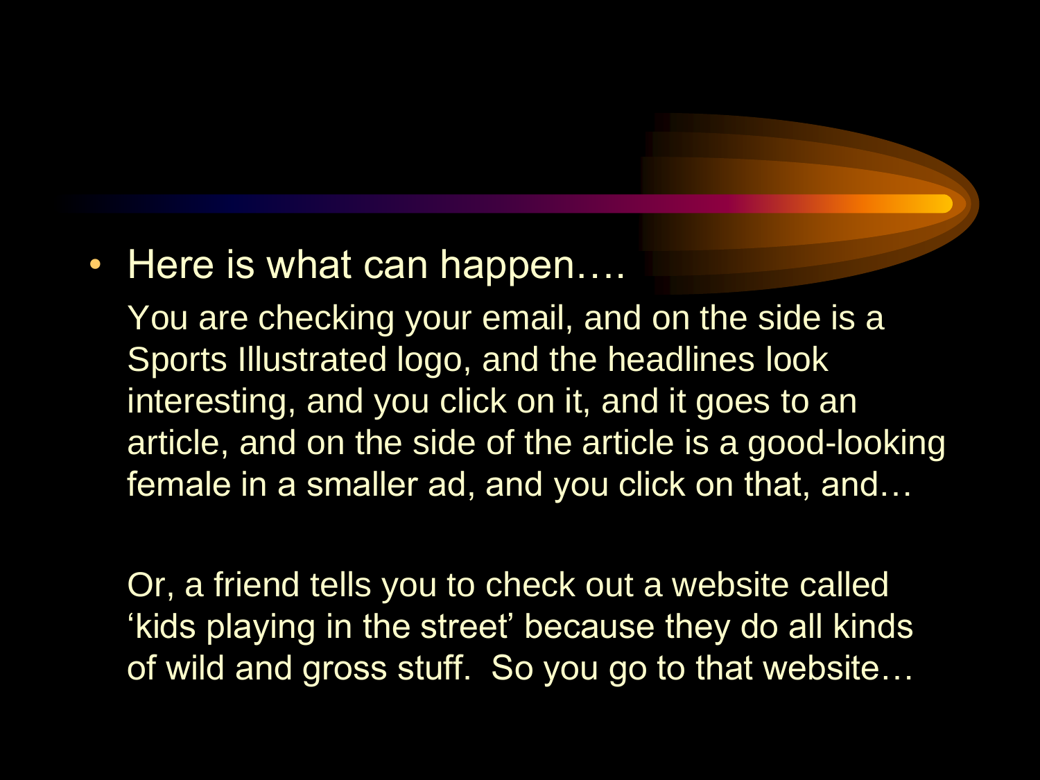- Here is what can happen….

  You are checking your email, and on the side is a Sports Illustrated logo, and the headlines look interesting, and you click on it, and it goes to an article, and on the side of the article is a good-looking female in a smaller ad, and you click on that, and…

  Or, a friend tells you to check out a website called 'kids playing in the street' because they do all kinds of wild and gross stuff.  So you go to that website…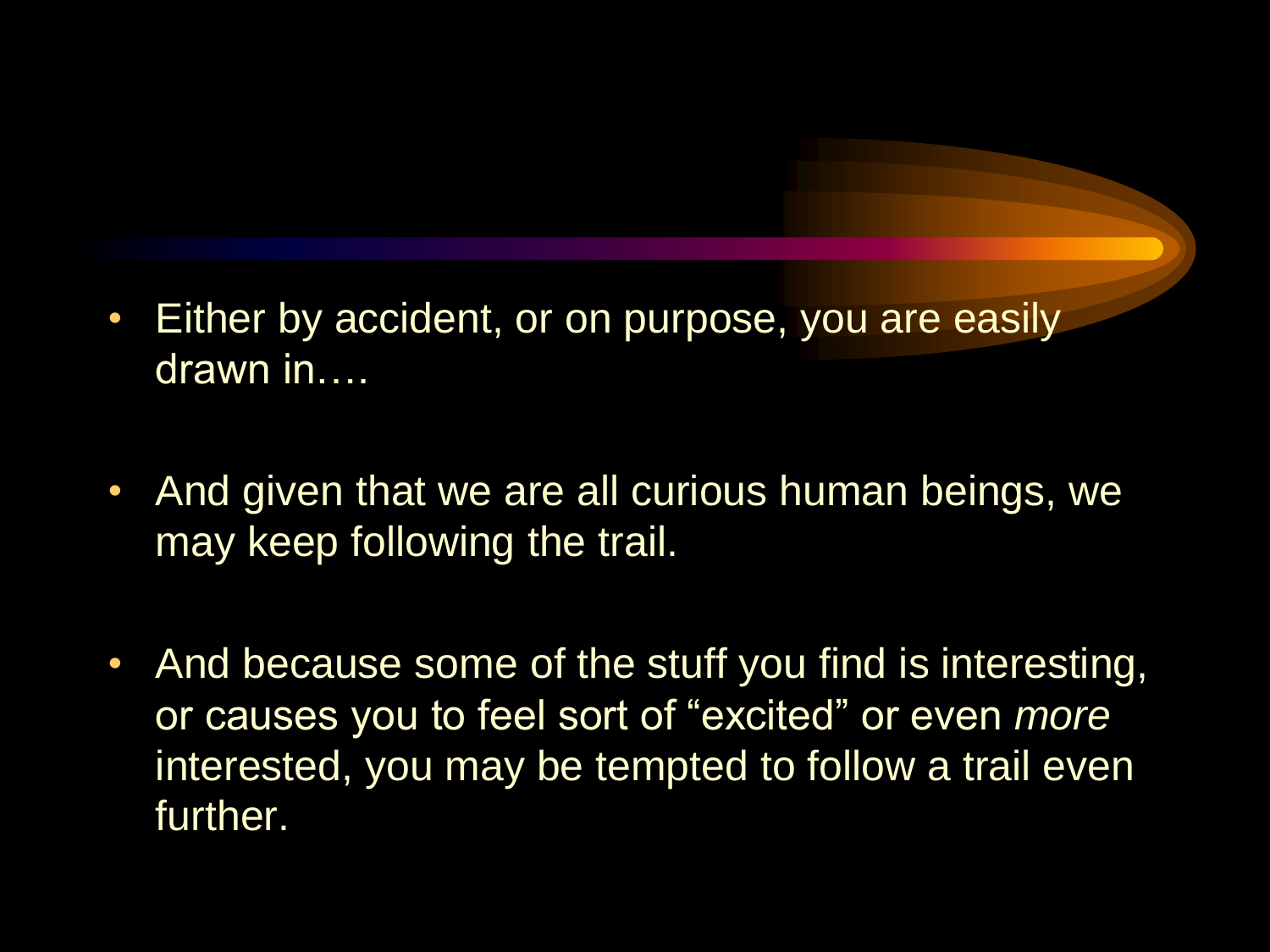- Either by accident, or on purpose, you are easily drawn in….

- And given that we are all curious human beings, we may keep following the trail.

- And because some of the stuff you find is interesting, or causes you to feel sort of "excited" or even *more* interested, you may be tempted to follow a trail even further.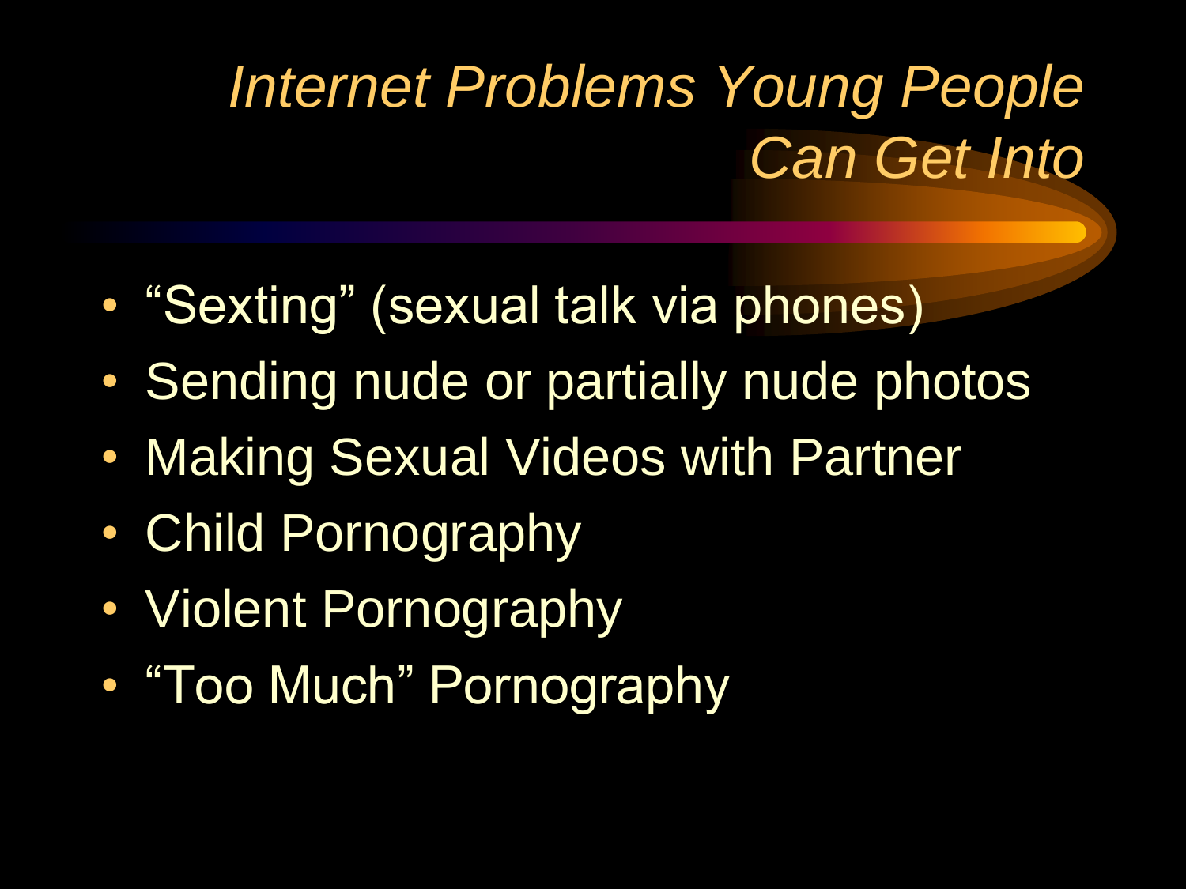# *Internet Problems Young People Can Get Into*

- "Sexting" (sexual talk via phones)
- Sending nude or partially nude photos
- Making Sexual Videos with Partner
- Child Pornography
- Violent Pornography
- "Too Much" Pornography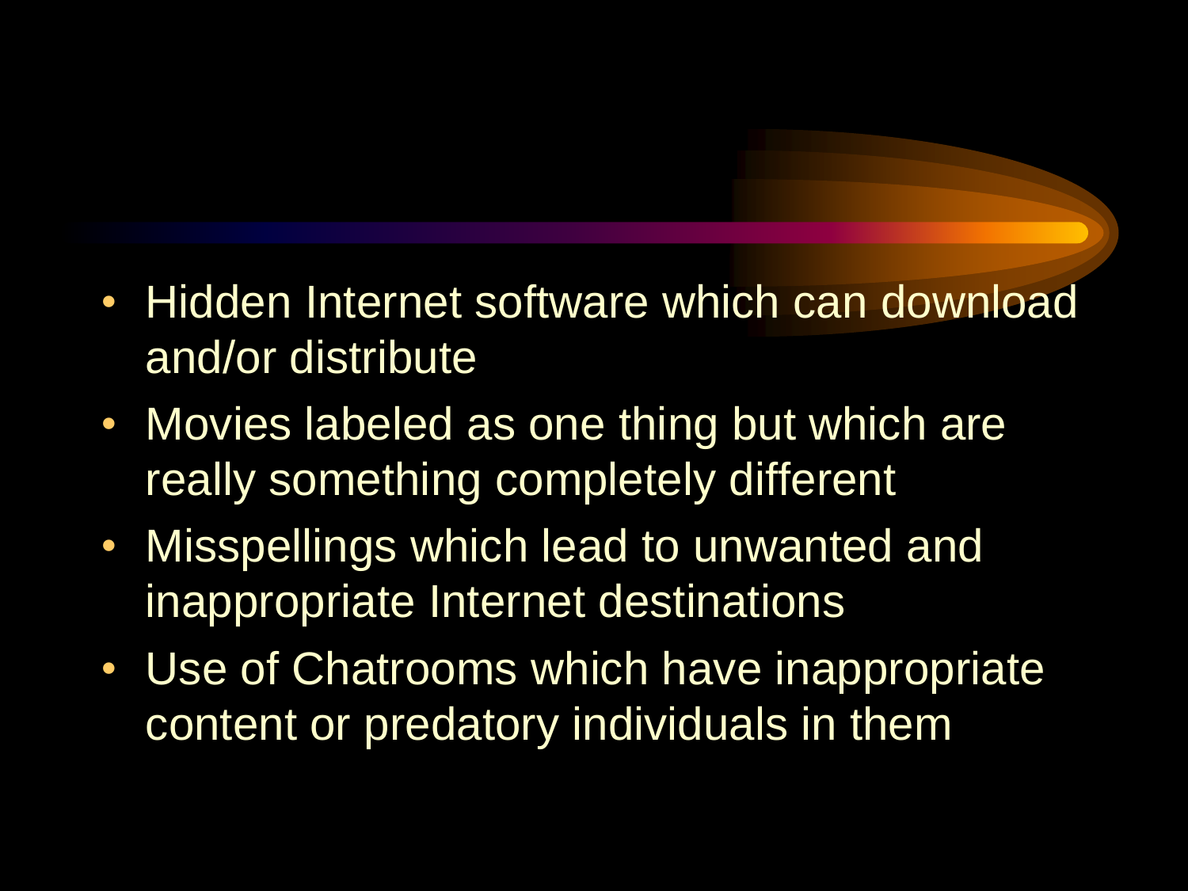- Hidden Internet software which can download and/or distribute
- Movies labeled as one thing but which are really something completely different
- Misspellings which lead to unwanted and inappropriate Internet destinations
- Use of Chatrooms which have inappropriate content or predatory individuals in them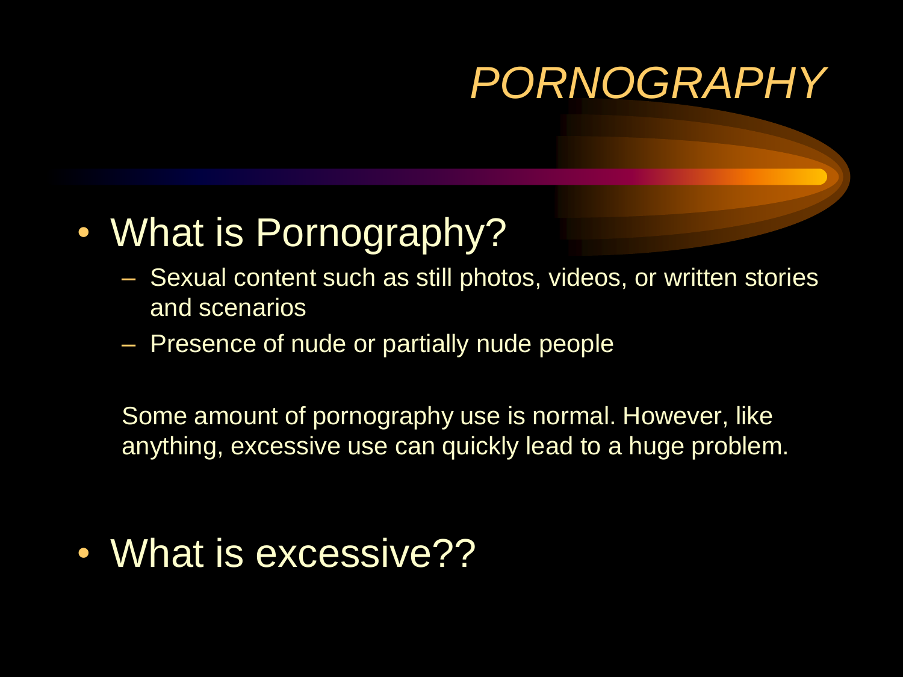# *PORNOGRAPHY*

- What is Pornography?
  - Sexual content such as still photos, videos, or written stories and scenarios
  - Presence of nude or partially nude people

  Some amount of pornography use is normal. However, like anything, excessive use can quickly lead to a huge problem.

- What is excessive??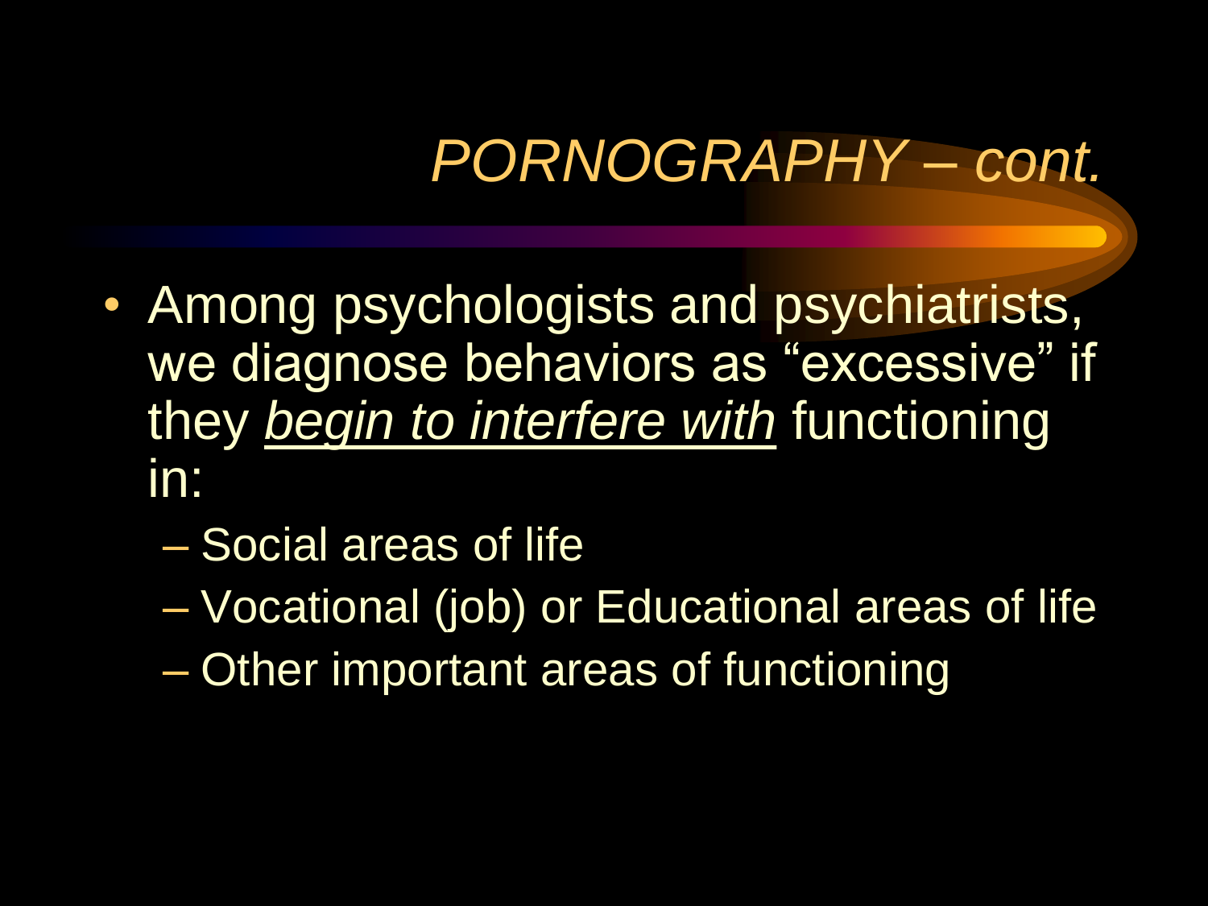# *PORNOGRAPHY – cont.*

- Among psychologists and psychiatrists, we diagnose behaviors as "excessive" if they *begin to interfere with* functioning in:
  - Social areas of life
  - Vocational (job) or Educational areas of life
  - Other important areas of functioning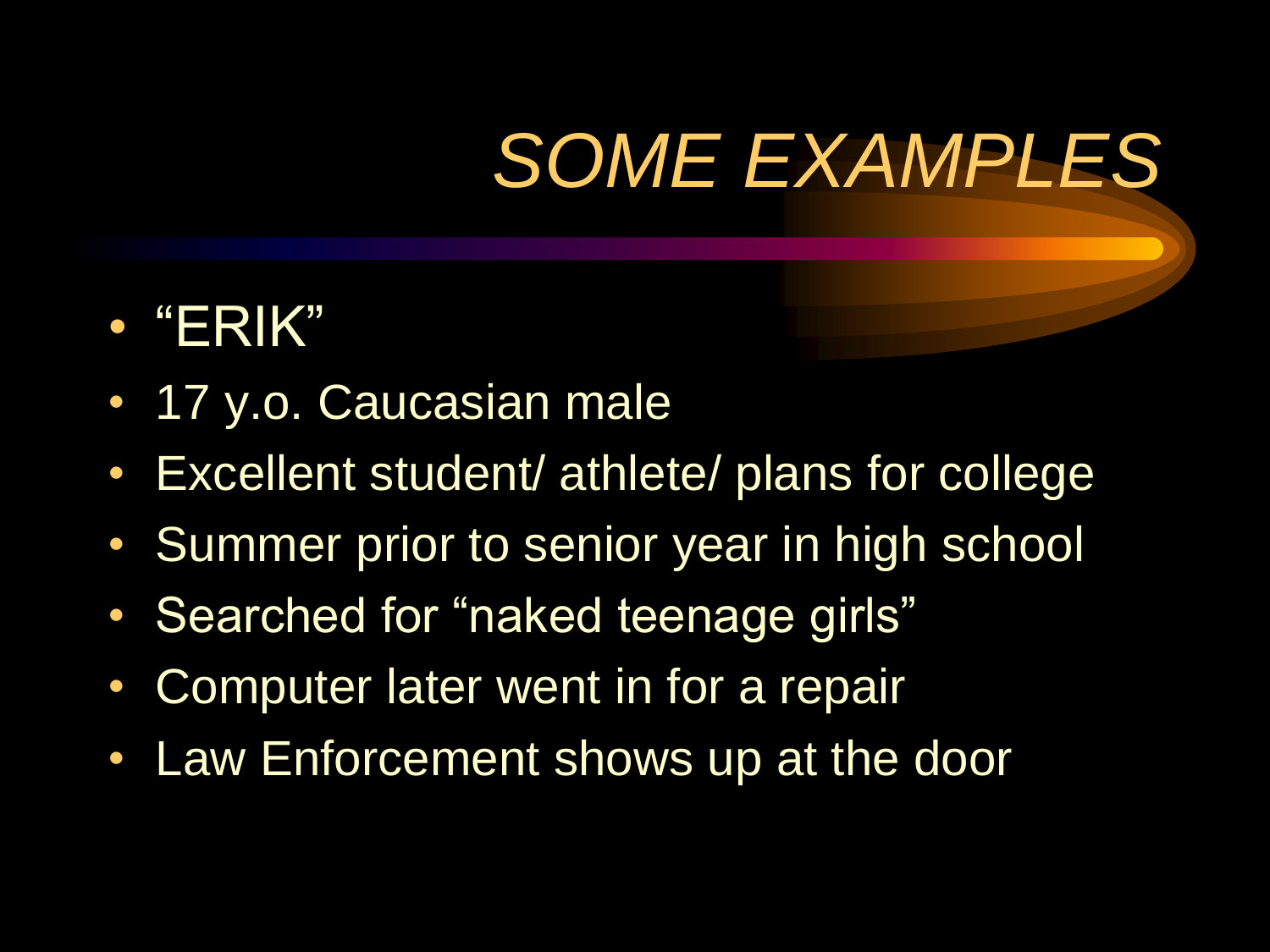# *SOME EXAMPLES*

- "ERIK"
- 17 y.o. Caucasian male
- Excellent student/ athlete/ plans for college
- Summer prior to senior year in high school
- Searched for "naked teenage girls"
- Computer later went in for a repair
- Law Enforcement shows up at the door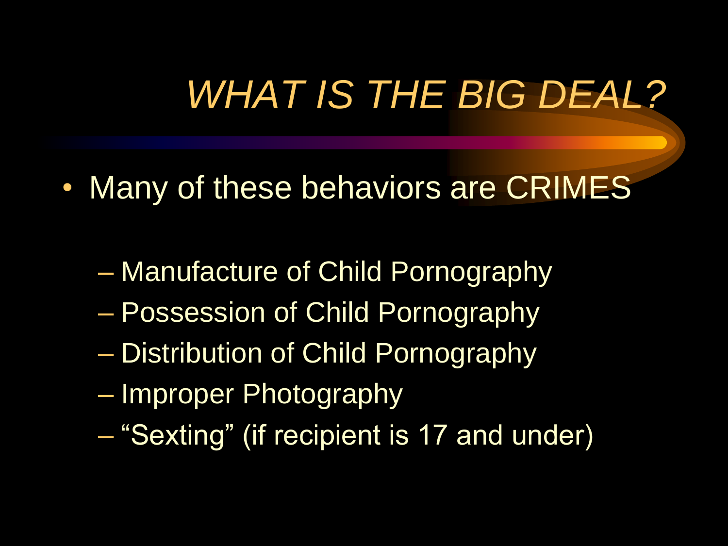# *WHAT IS THE BIG DEAL?*

- Many of these behaviors are CRIMES
  - Manufacture of Child Pornography
  - Possession of Child Pornography
  - Distribution of Child Pornography
  - Improper Photography
  - "Sexting" (if recipient is 17 and under)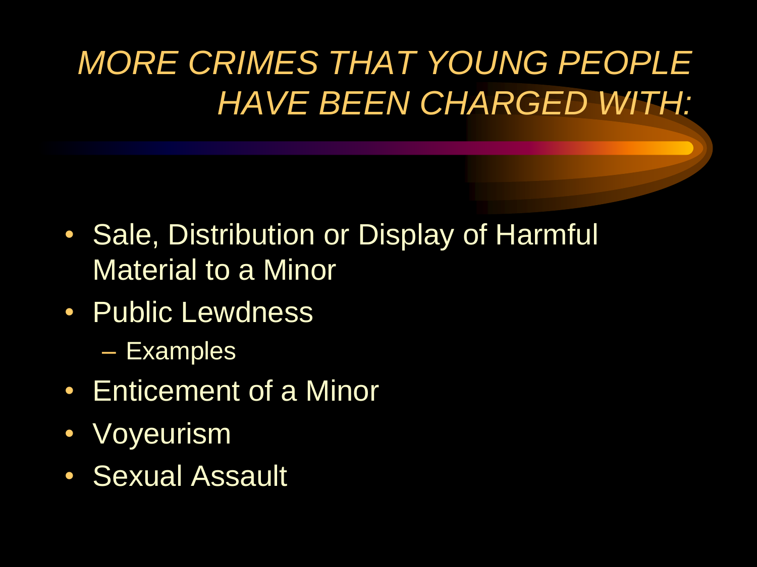# *MORE CRIMES THAT YOUNG PEOPLE HAVE BEEN CHARGED WITH:*

- Sale, Distribution or Display of Harmful Material to a Minor
- Public Lewdness
  - Examples
- Enticement of a Minor
- Voyeurism
- Sexual Assault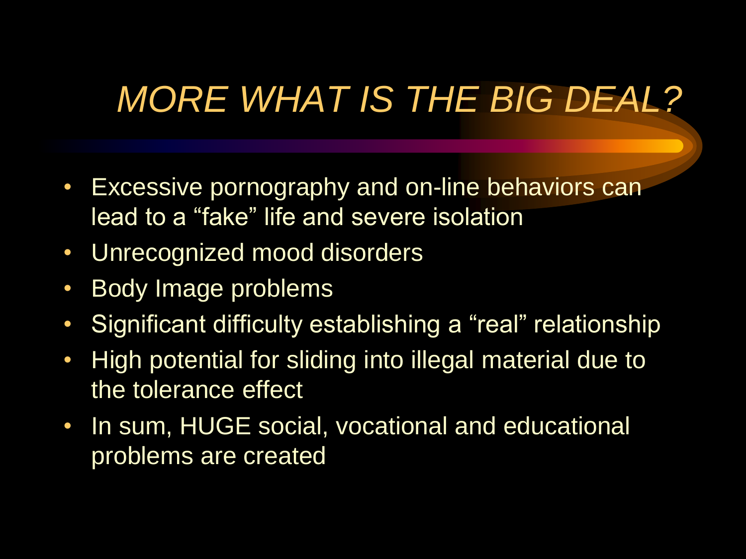# *MORE WHAT IS THE BIG DEAL?*

- Excessive pornography and on-line behaviors can lead to a "fake" life and severe isolation
- Unrecognized mood disorders
- Body Image problems
- Significant difficulty establishing a "real" relationship
- High potential for sliding into illegal material due to the tolerance effect
- In sum, HUGE social, vocational and educational problems are created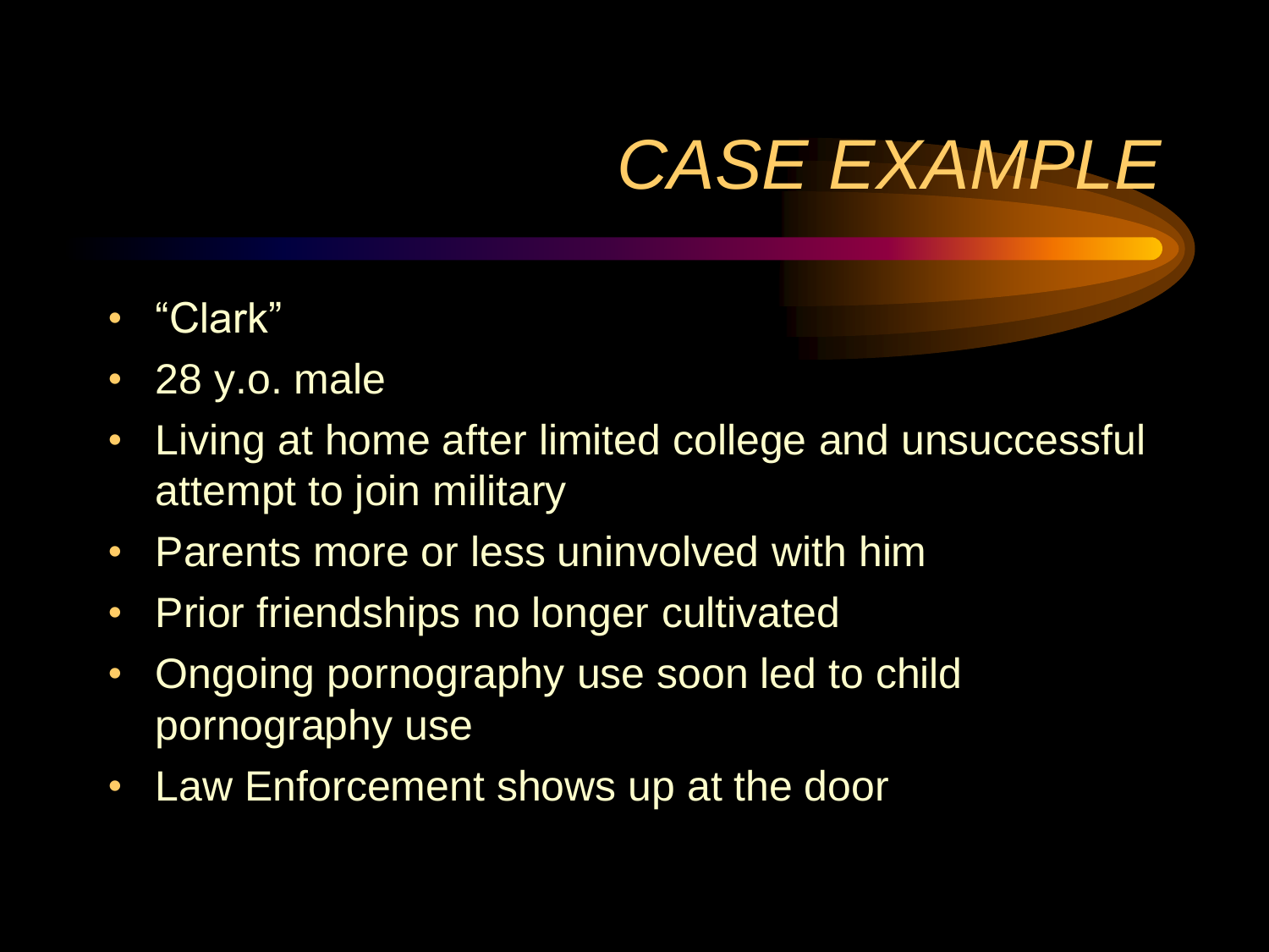# *CASE EXAMPLE*

- "Clark"
- 28 y.o. male
- Living at home after limited college and unsuccessful attempt to join military
- Parents more or less uninvolved with him
- Prior friendships no longer cultivated
- Ongoing pornography use soon led to child pornography use
- Law Enforcement shows up at the door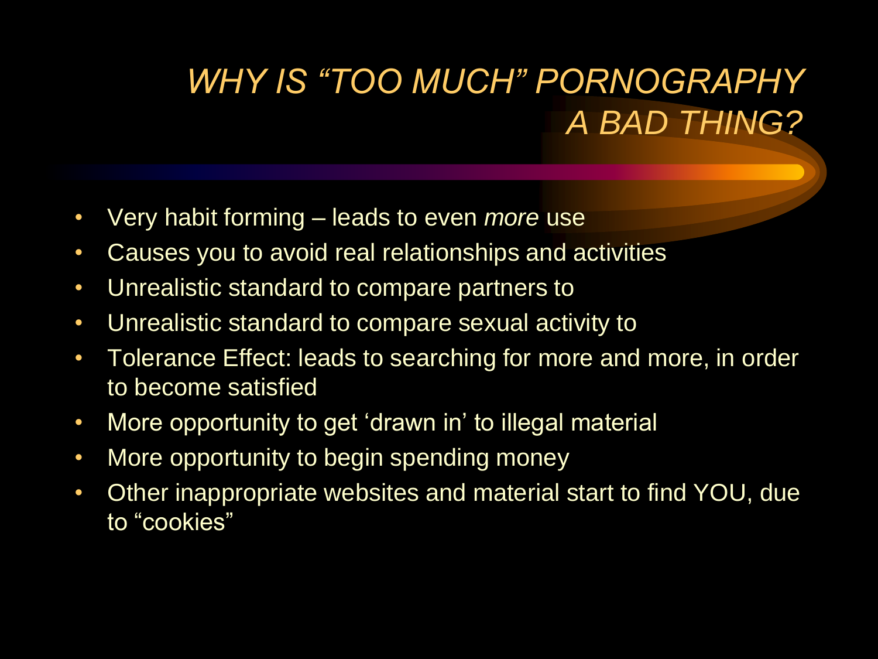# *WHY IS "TOO MUCH" PORNOGRAPHY A BAD THING?*

- Very habit forming – leads to even *more* use
- Causes you to avoid real relationships and activities
- Unrealistic standard to compare partners to
- Unrealistic standard to compare sexual activity to
- Tolerance Effect: leads to searching for more and more, in order to become satisfied
- More opportunity to get 'drawn in' to illegal material
- More opportunity to begin spending money
- Other inappropriate websites and material start to find YOU, due to "cookies"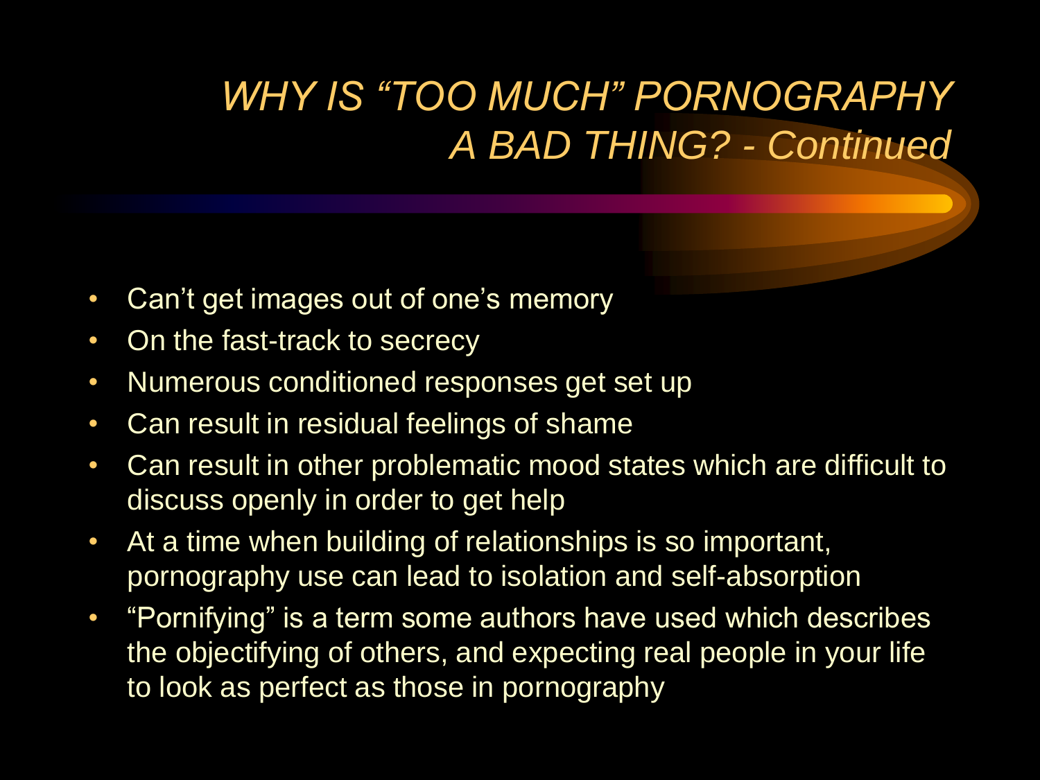## *WHY IS "TOO MUCH" PORNOGRAPHY A BAD THING? - Continued*

- Can't get images out of one's memory
- On the fast-track to secrecy
- Numerous conditioned responses get set up
- Can result in residual feelings of shame
- Can result in other problematic mood states which are difficult to discuss openly in order to get help
- At a time when building of relationships is so important, pornography use can lead to isolation and self-absorption
- "Pornifying" is a term some authors have used which describes the objectifying of others, and expecting real people in your life to look as perfect as those in pornography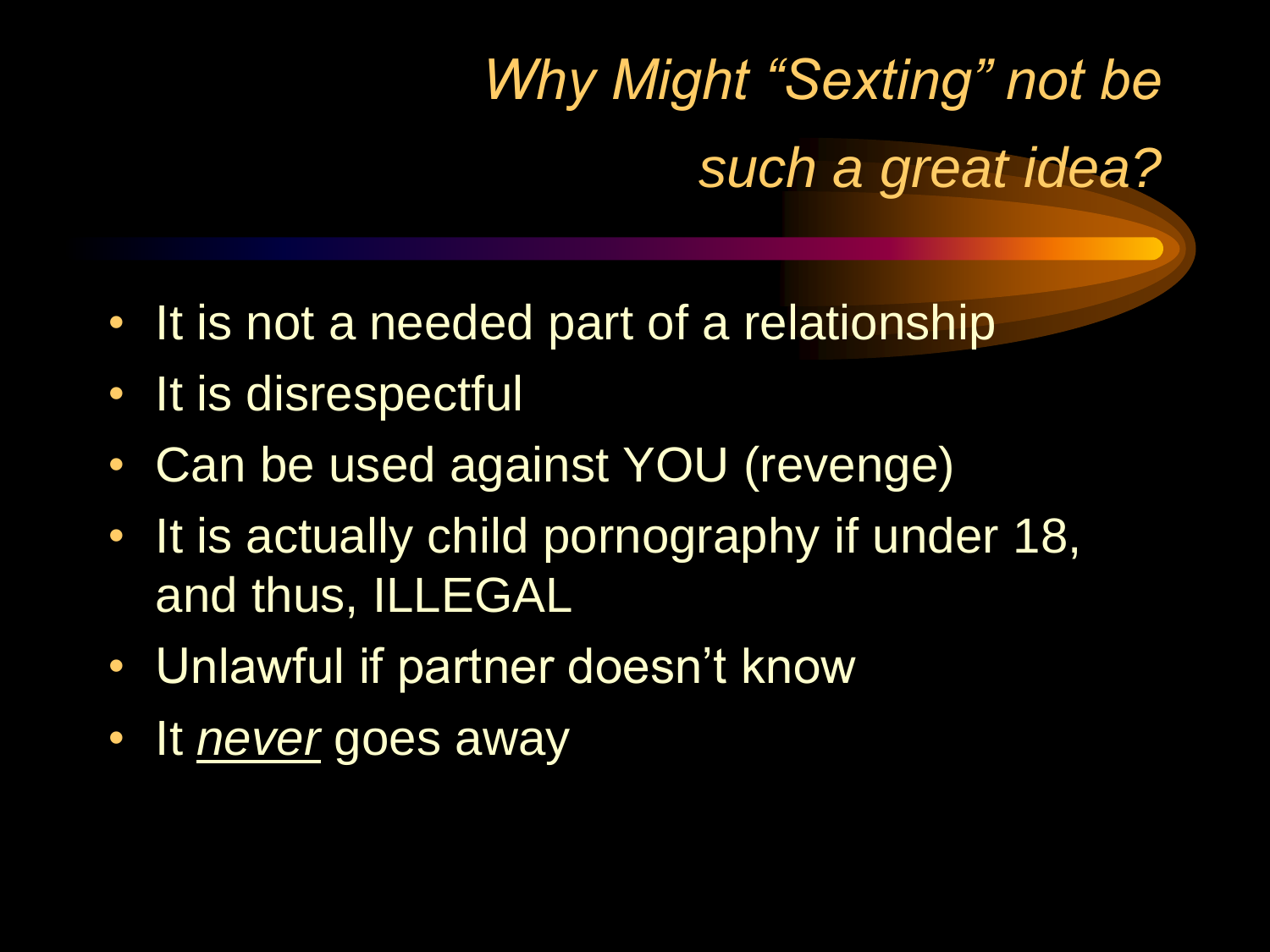# *Why Might "Sexting" not be such a great idea?*

- It is not a needed part of a relationship
- It is disrespectful
- Can be used against YOU (revenge)
- It is actually child pornography if under 18, and thus, ILLEGAL
- Unlawful if partner doesn't know
- It ***never*** goes away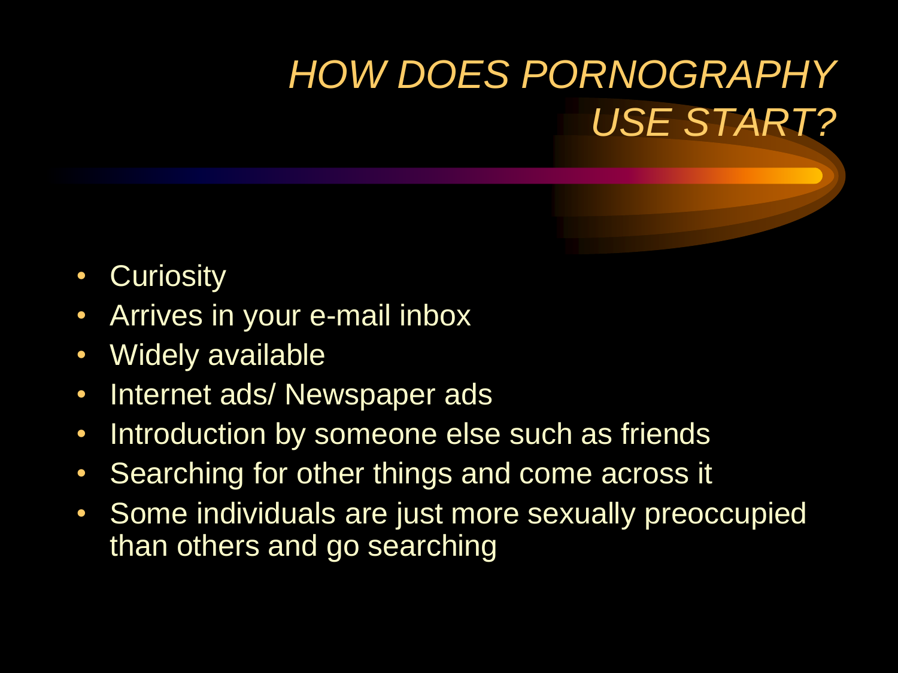# *HOW DOES PORNOGRAPHY USE START?*

- Curiosity
- Arrives in your e-mail inbox
- Widely available
- Internet ads/ Newspaper ads
- Introduction by someone else such as friends
- Searching for other things and come across it
- Some individuals are just more sexually preoccupied than others and go searching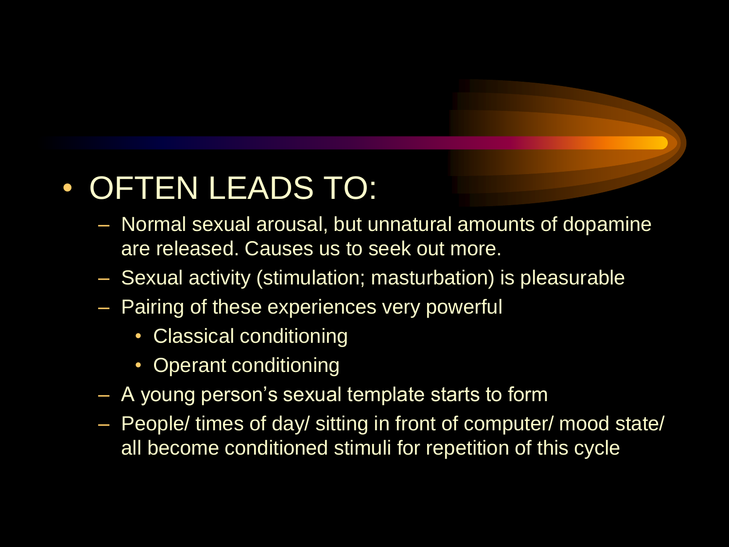- OFTEN LEADS TO:
  - Normal sexual arousal, but unnatural amounts of dopamine are released. Causes us to seek out more.
  - Sexual activity (stimulation; masturbation) is pleasurable
  - Pairing of these experiences very powerful
    - Classical conditioning
    - Operant conditioning
  - A young person's sexual template starts to form
  - People/ times of day/ sitting in front of computer/ mood state/ all become conditioned stimuli for repetition of this cycle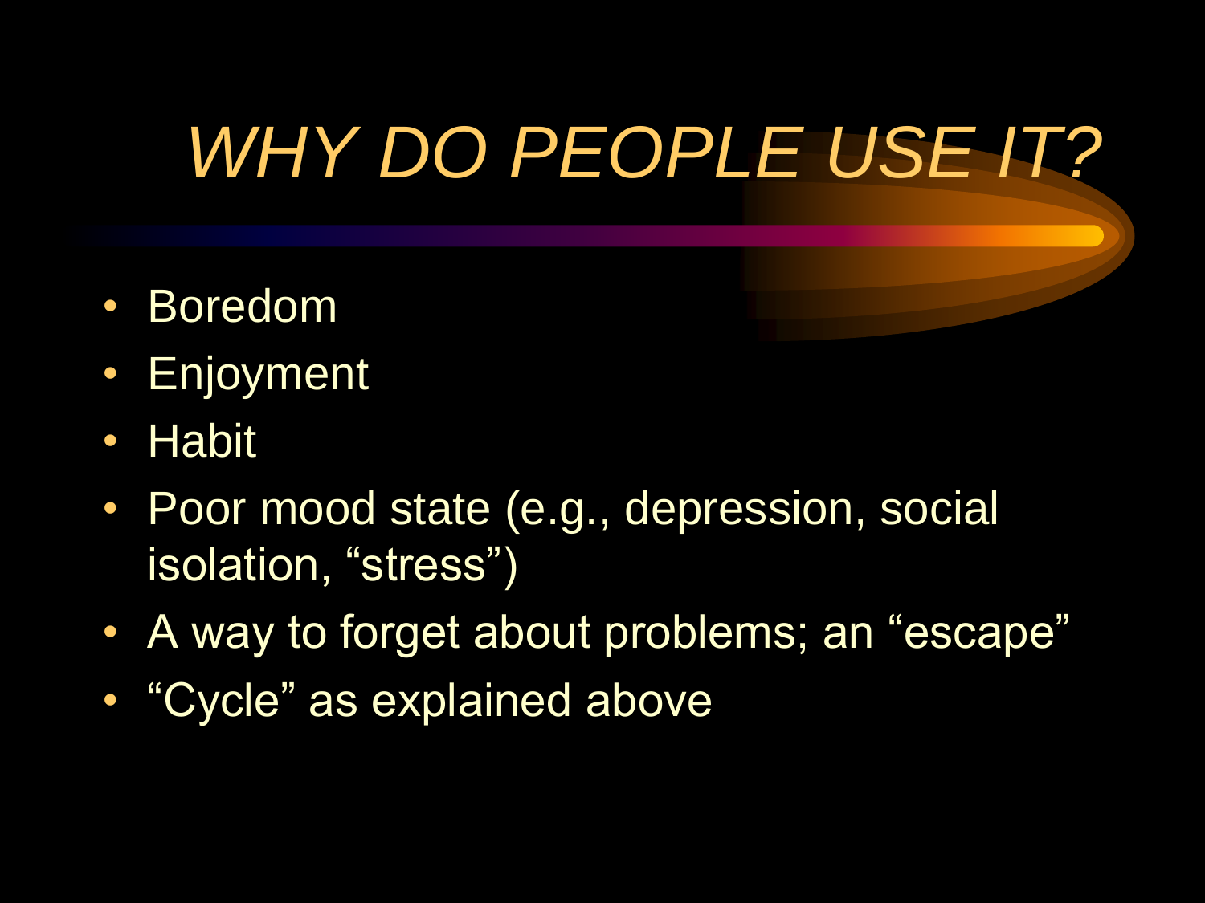# *WHY DO PEOPLE USE IT?*

- Boredom
- Enjoyment
- Habit
- Poor mood state (e.g., depression, social isolation, “stress”)
- A way to forget about problems; an “escape”
- “Cycle” as explained above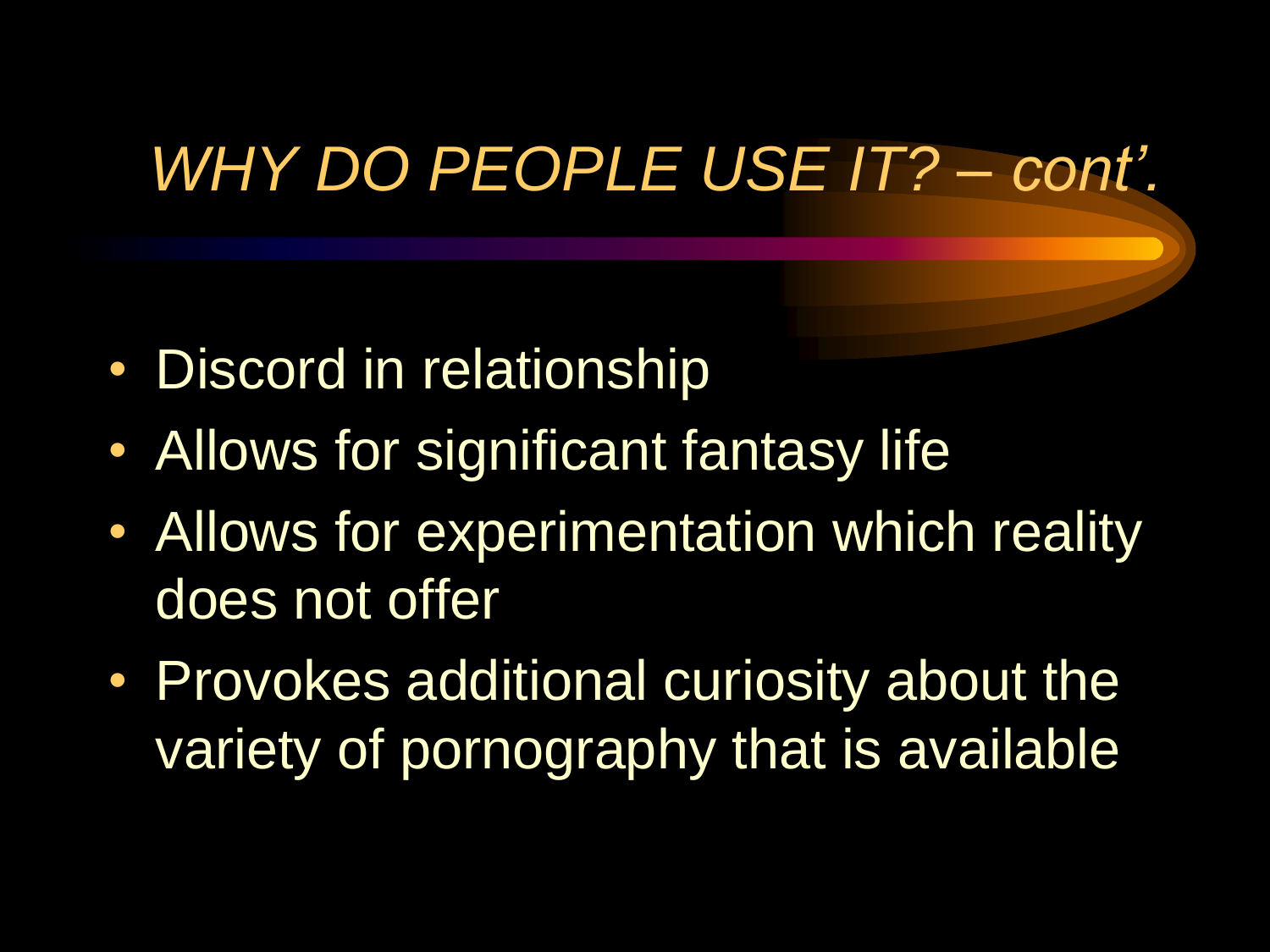# *WHY DO PEOPLE USE IT? – cont'.*

- Discord in relationship
- Allows for significant fantasy life
- Allows for experimentation which reality does not offer
- Provokes additional curiosity about the variety of pornography that is available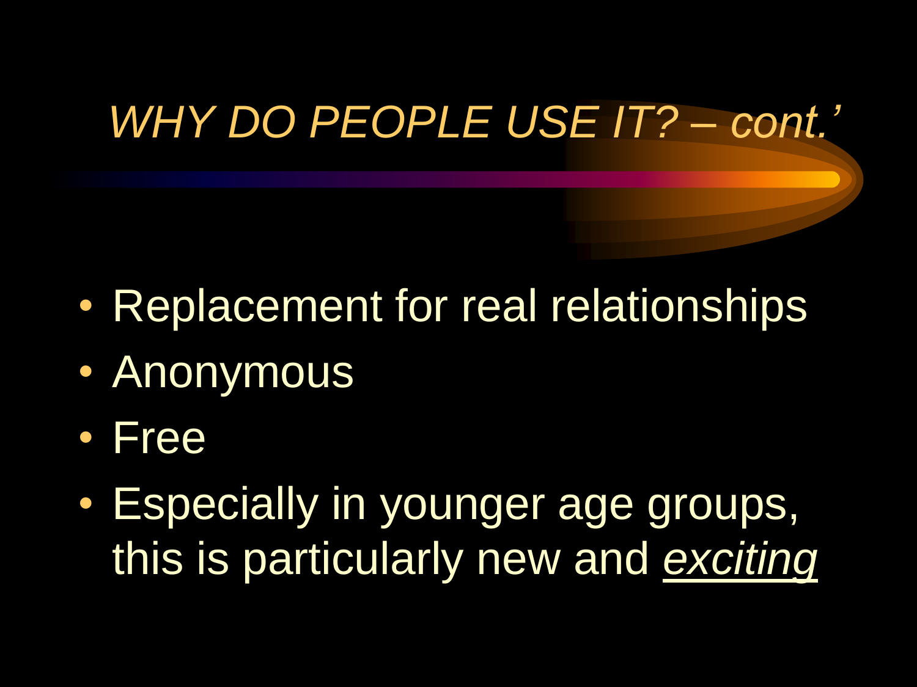# *WHY DO PEOPLE USE IT? – cont.'*

- Replacement for real relationships
- Anonymous
- Free
- Especially in younger age groups, this is particularly new and *exciting*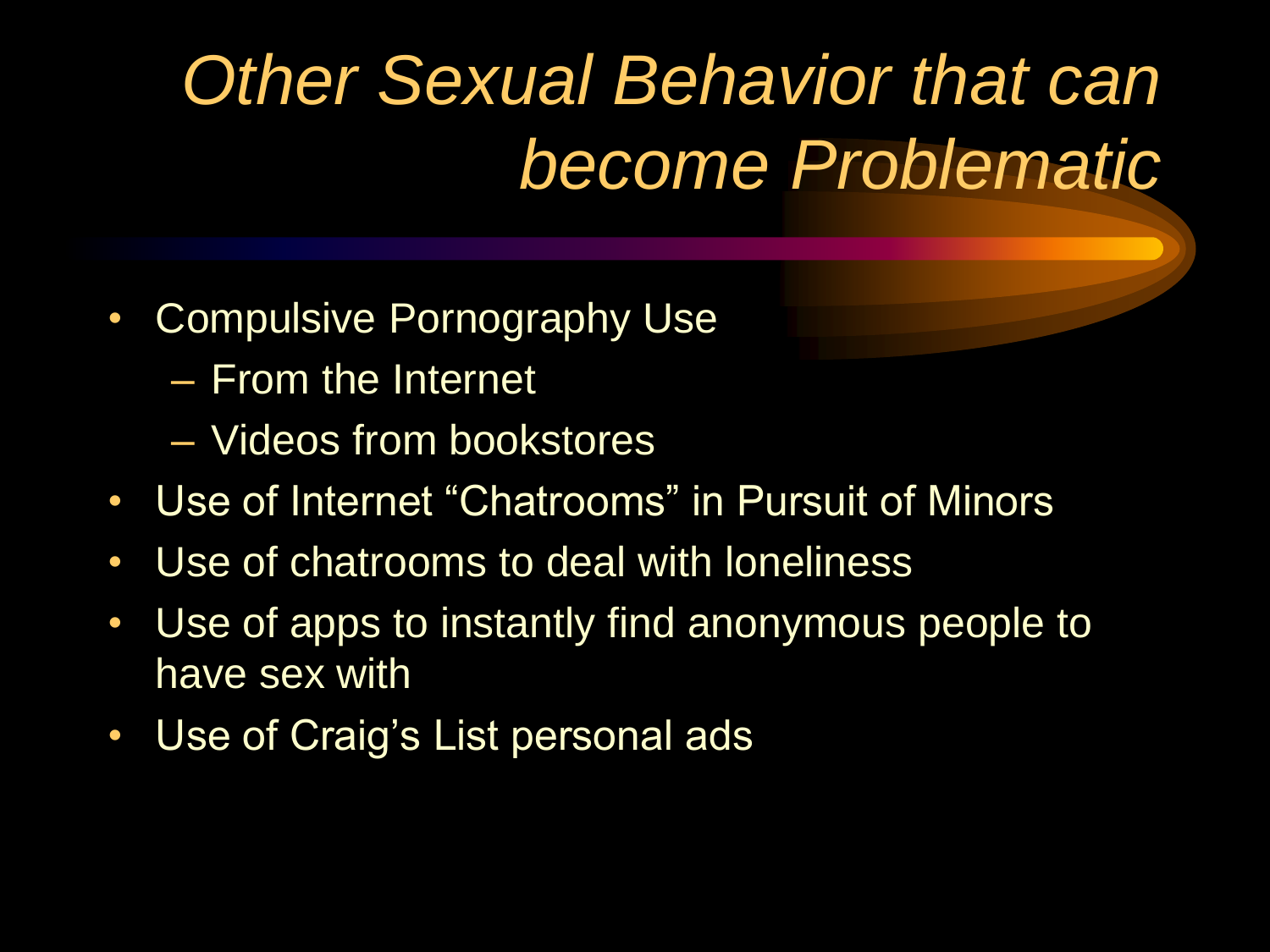# *Other Sexual Behavior that can become Problematic*

- Compulsive Pornography Use
  - From the Internet
  - Videos from bookstores
- Use of Internet “Chatrooms” in Pursuit of Minors
- Use of chatrooms to deal with loneliness
- Use of apps to instantly find anonymous people to have sex with
- Use of Craig’s List personal ads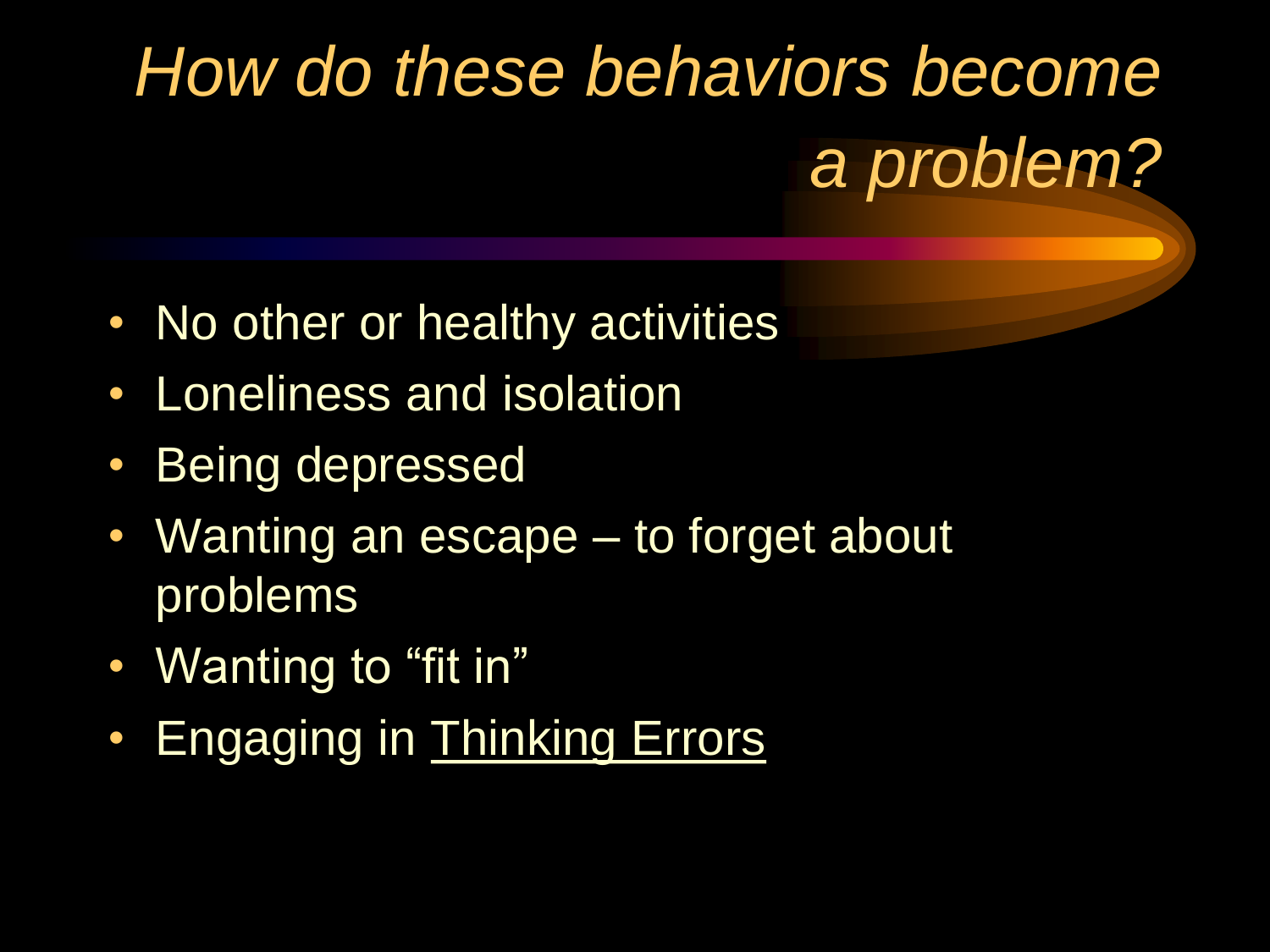# *How do these behaviors become a problem?*

- No other or healthy activities
- Loneliness and isolation
- Being depressed
- Wanting an escape – to forget about problems
- Wanting to "fit in"
- Engaging in <u>Thinking Errors</u>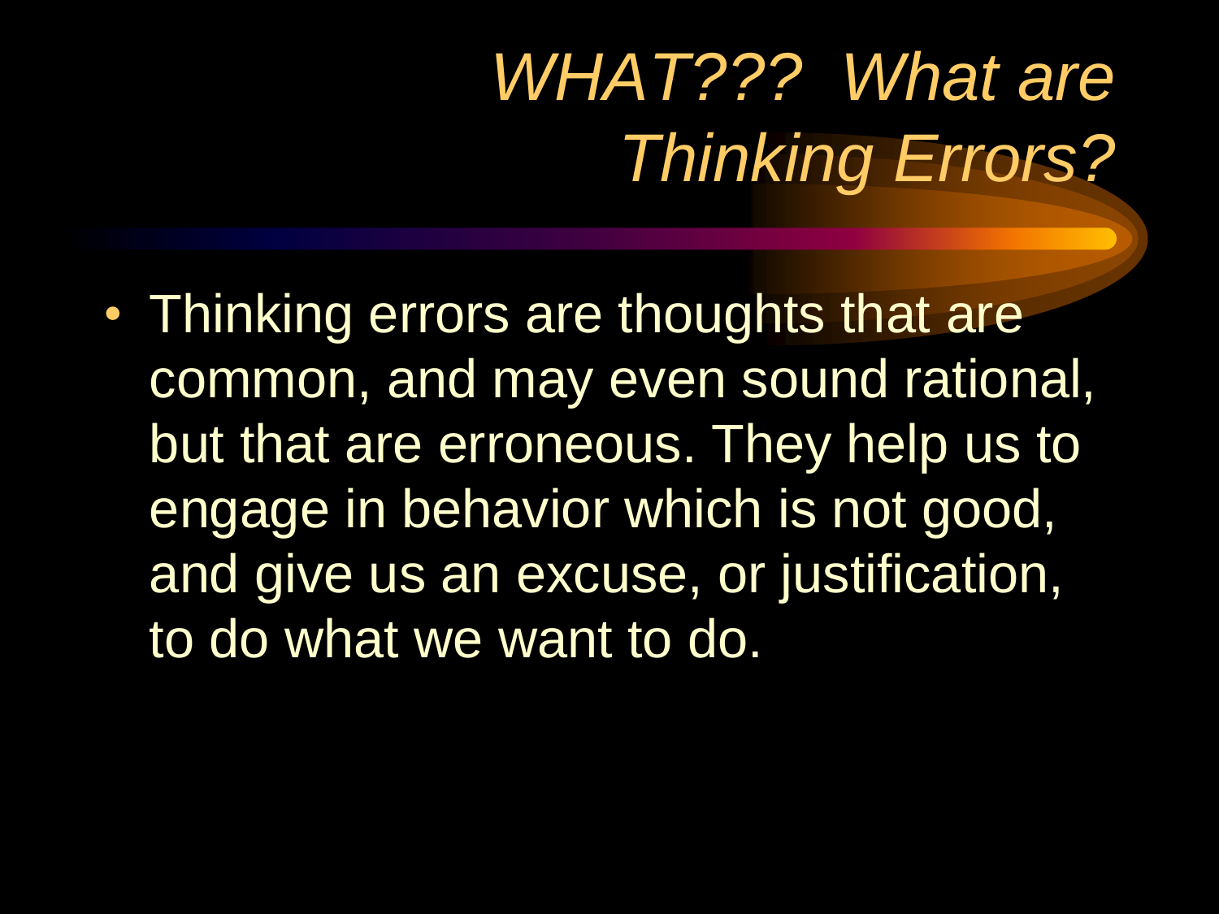# *WHAT??? What are Thinking Errors?*

- Thinking errors are thoughts that are common, and may even sound rational, but that are erroneous. They help us to engage in behavior which is not good, and give us an excuse, or justification, to do what we want to do.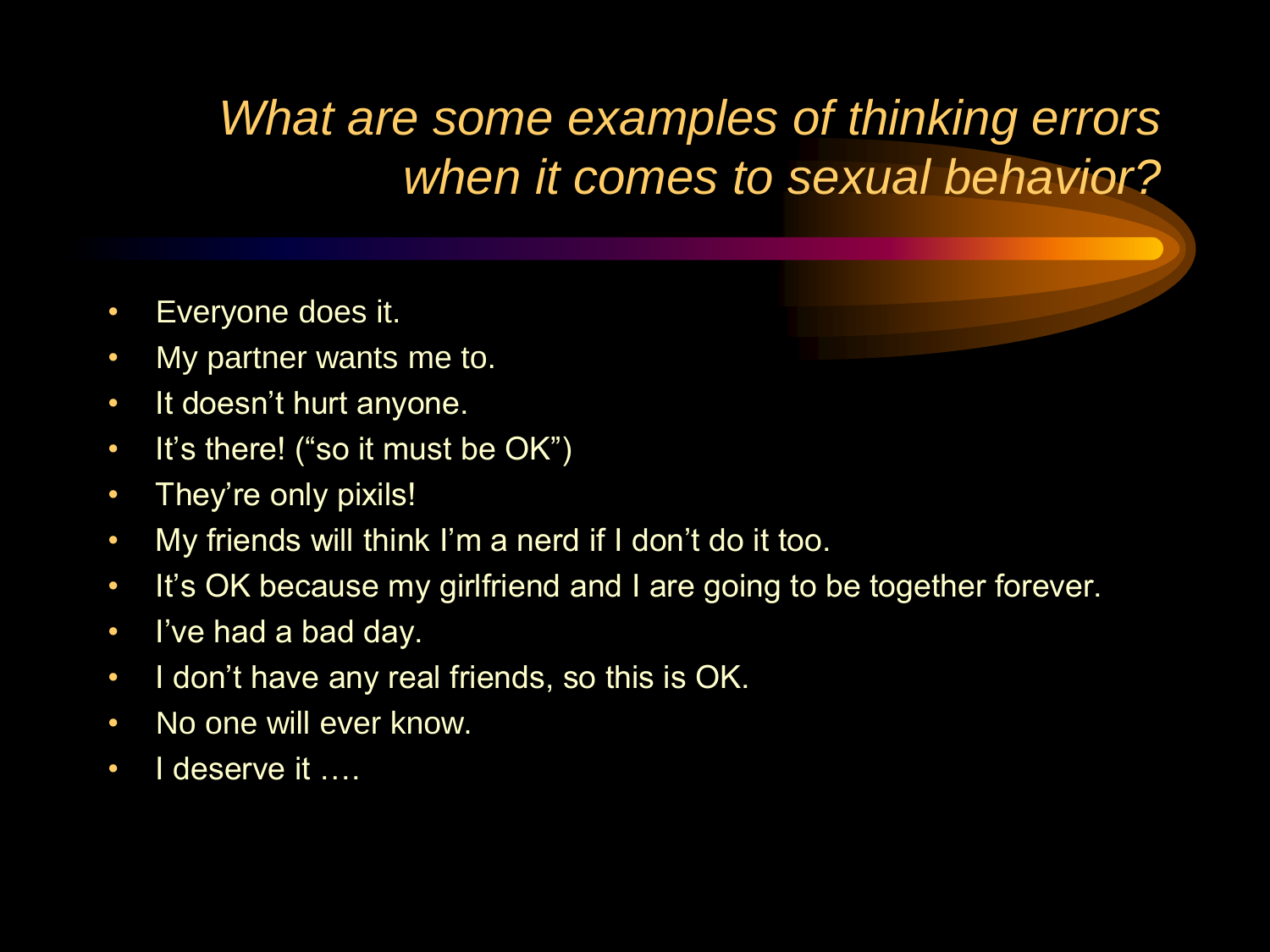# *What are some examples of thinking errors when it comes to sexual behavior?*

- Everyone does it.
- My partner wants me to.
- It doesn't hurt anyone.
- It's there! ("so it must be OK")
- They're only pixils!
- My friends will think I'm a nerd if I don't do it too.
- It's OK because my girlfriend and I are going to be together forever.
- I've had a bad day.
- I don't have any real friends, so this is OK.
- No one will ever know.
- I deserve it ….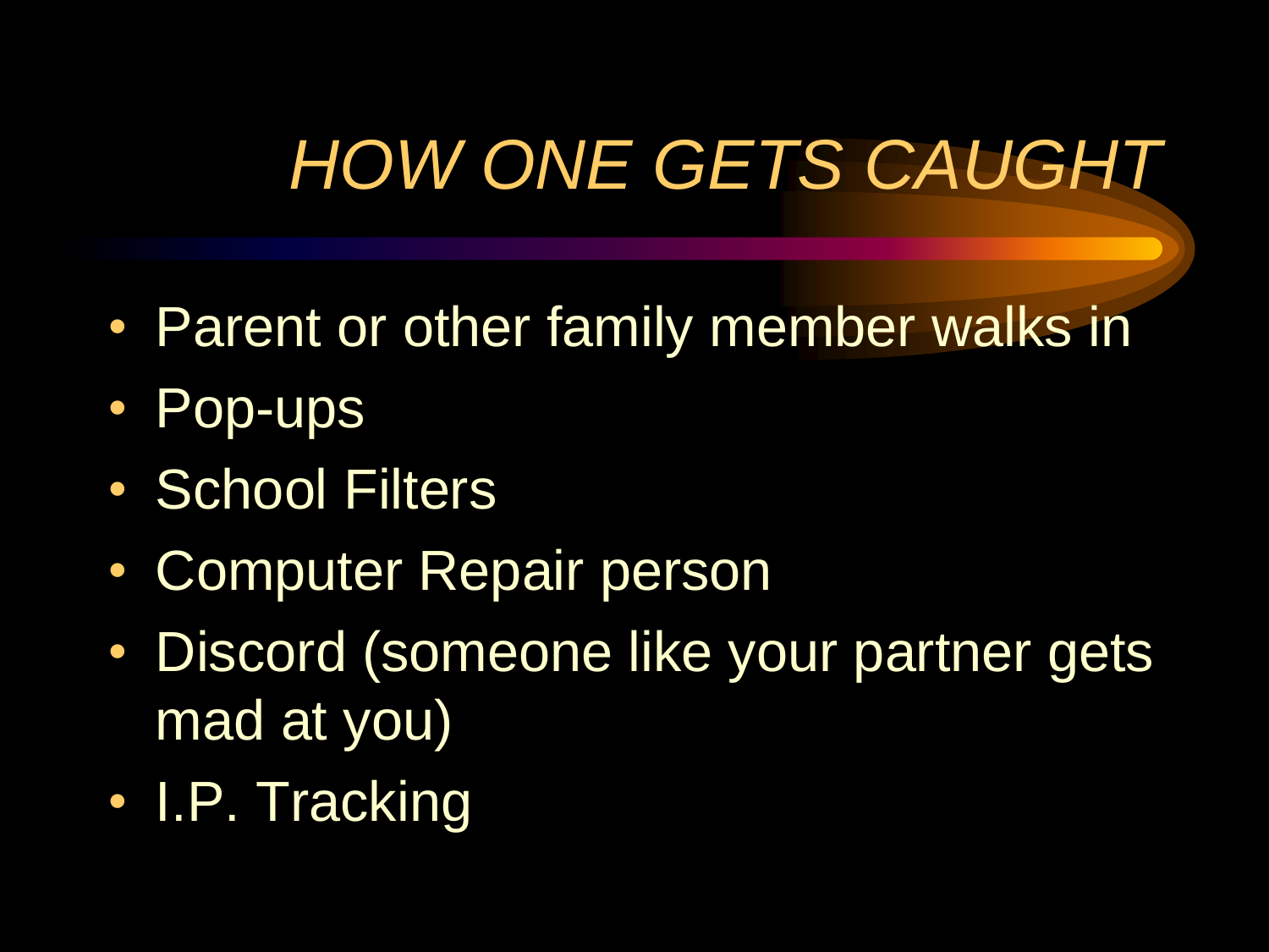# *HOW ONE GETS CAUGHT*

- Parent or other family member walks in
- Pop-ups
- School Filters
- Computer Repair person
- Discord (someone like your partner gets mad at you)
- I.P. Tracking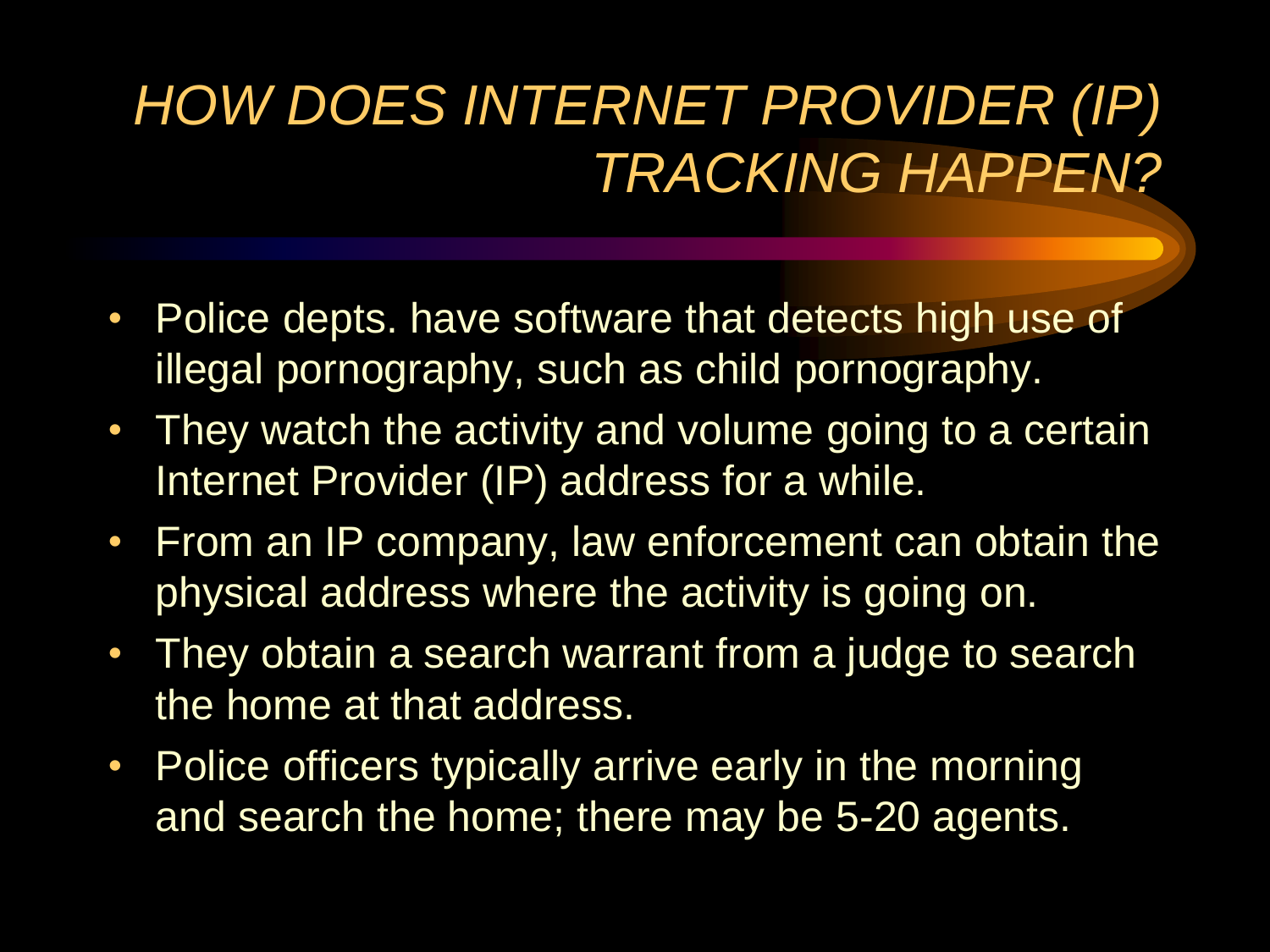# *HOW DOES INTERNET PROVIDER (IP) TRACKING HAPPEN?*

- Police depts. have software that detects high use of illegal pornography, such as child pornography.
- They watch the activity and volume going to a certain Internet Provider (IP) address for a while.
- From an IP company, law enforcement can obtain the physical address where the activity is going on.
- They obtain a search warrant from a judge to search the home at that address.
- Police officers typically arrive early in the morning and search the home; there may be 5-20 agents.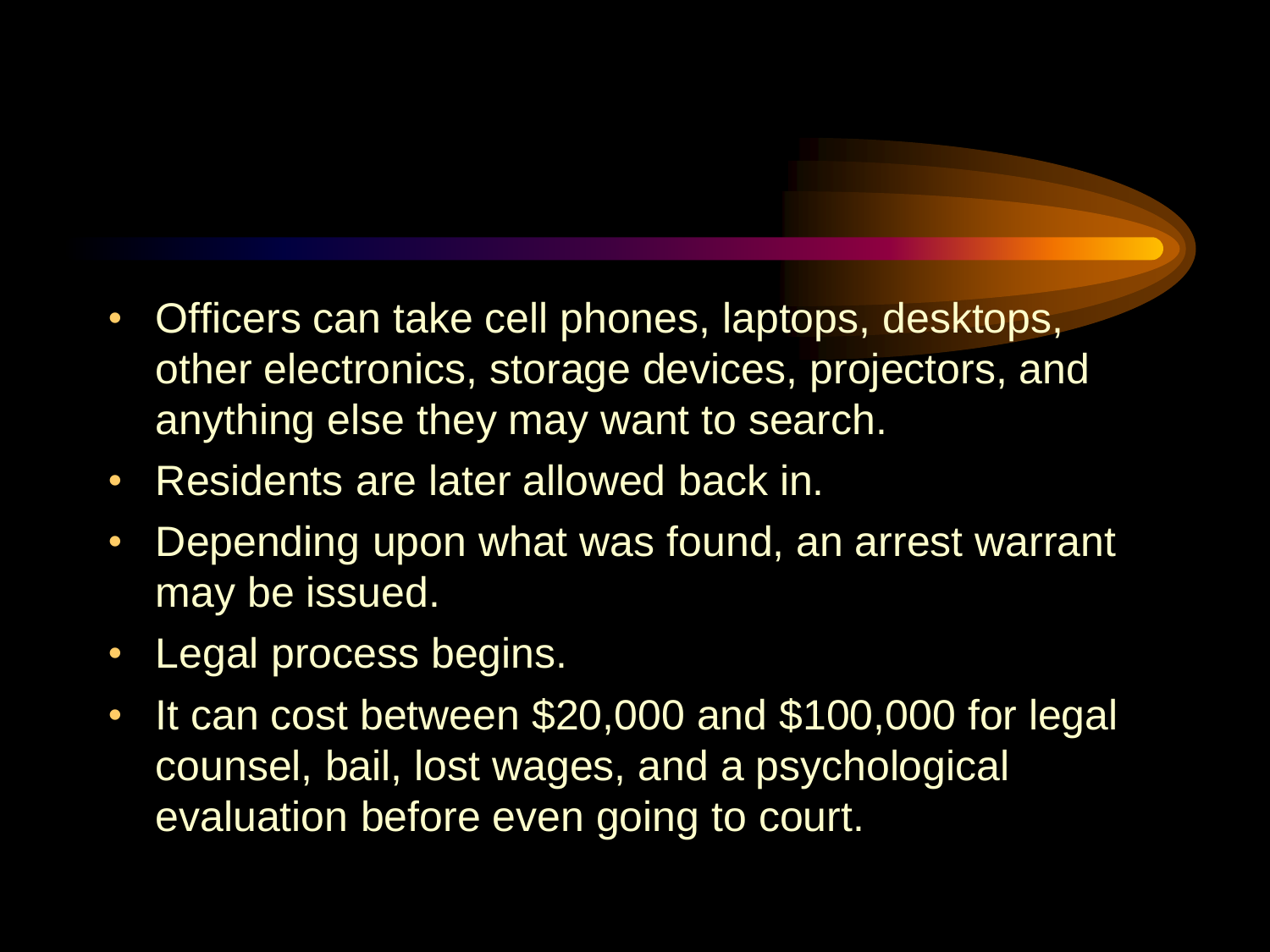- Officers can take cell phones, laptops, desktops, other electronics, storage devices, projectors, and anything else they may want to search.
- Residents are later allowed back in.
- Depending upon what was found, an arrest warrant may be issued.
- Legal process begins.
- It can cost between $20,000 and $100,000 for legal counsel, bail, lost wages, and a psychological evaluation before even going to court.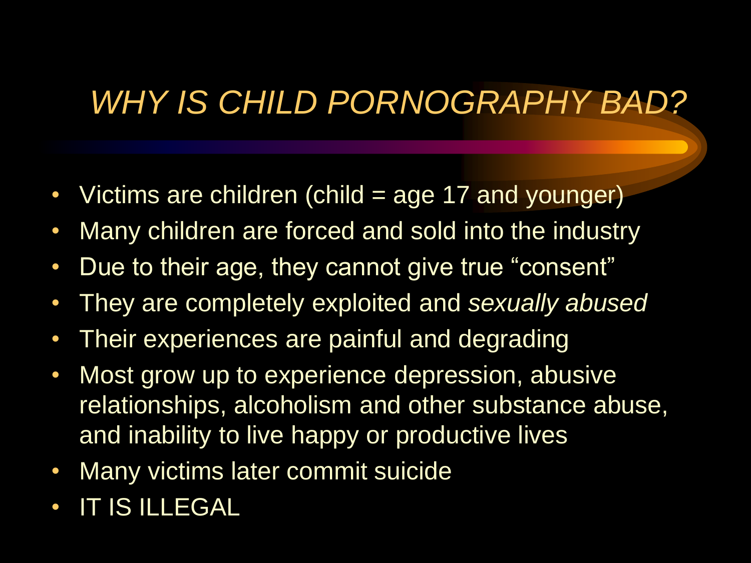# *WHY IS CHILD PORNOGRAPHY BAD?*

- Victims are children (child = age 17 and younger)
- Many children are forced and sold into the industry
- Due to their age, they cannot give true "consent"
- They are completely exploited and *sexually abused*
- Their experiences are painful and degrading
- Most grow up to experience depression, abusive relationships, alcoholism and other substance abuse, and inability to live happy or productive lives
- Many victims later commit suicide
- IT IS ILLEGAL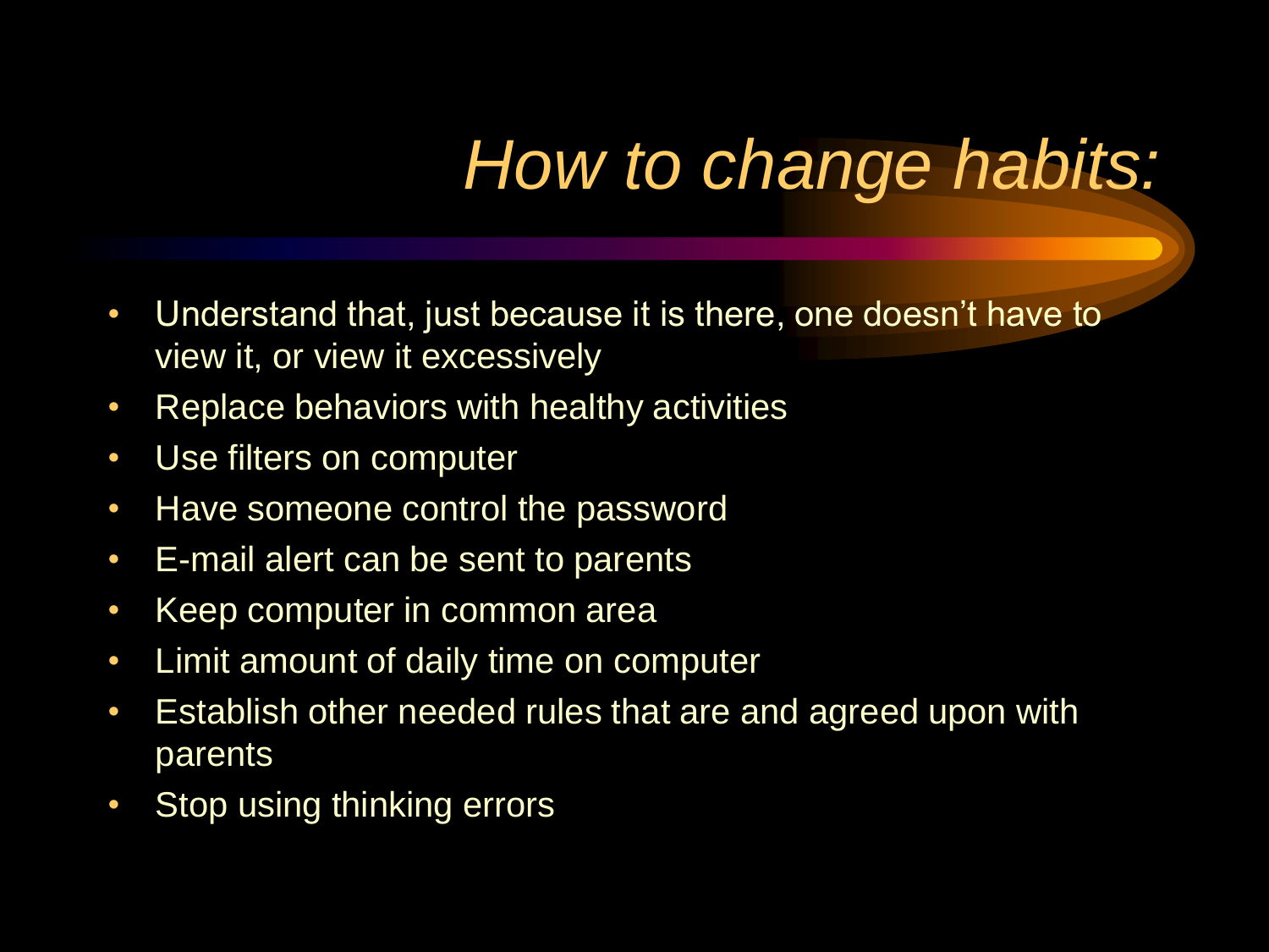# *How to change habits:*

- Understand that, just because it is there, one doesn't have to view it, or view it excessively
- Replace behaviors with healthy activities
- Use filters on computer
- Have someone control the password
- E-mail alert can be sent to parents
- Keep computer in common area
- Limit amount of daily time on computer
- Establish other needed rules that are and agreed upon with parents
- Stop using thinking errors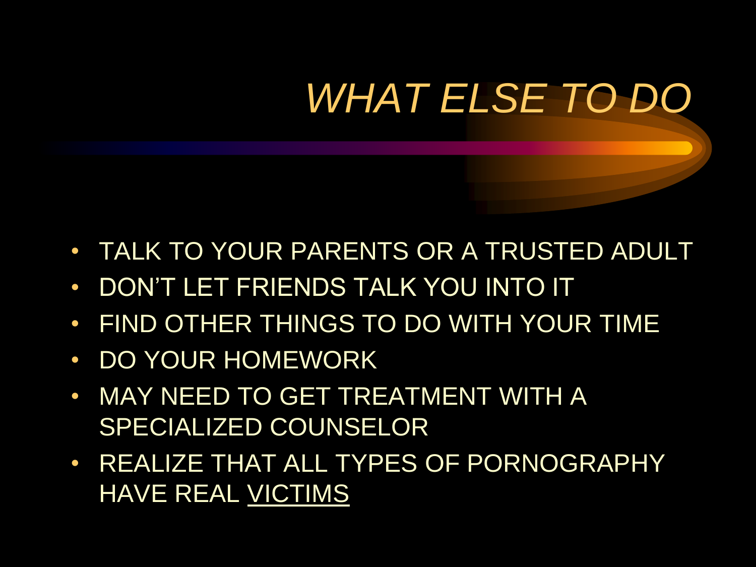# *WHAT ELSE TO DO*

- TALK TO YOUR PARENTS OR A TRUSTED ADULT
- DON'T LET FRIENDS TALK YOU INTO IT
- FIND OTHER THINGS TO DO WITH YOUR TIME
- DO YOUR HOMEWORK
- MAY NEED TO GET TREATMENT WITH A SPECIALIZED COUNSELOR
- REALIZE THAT ALL TYPES OF PORNOGRAPHY HAVE REAL <u>VICTIMS</u>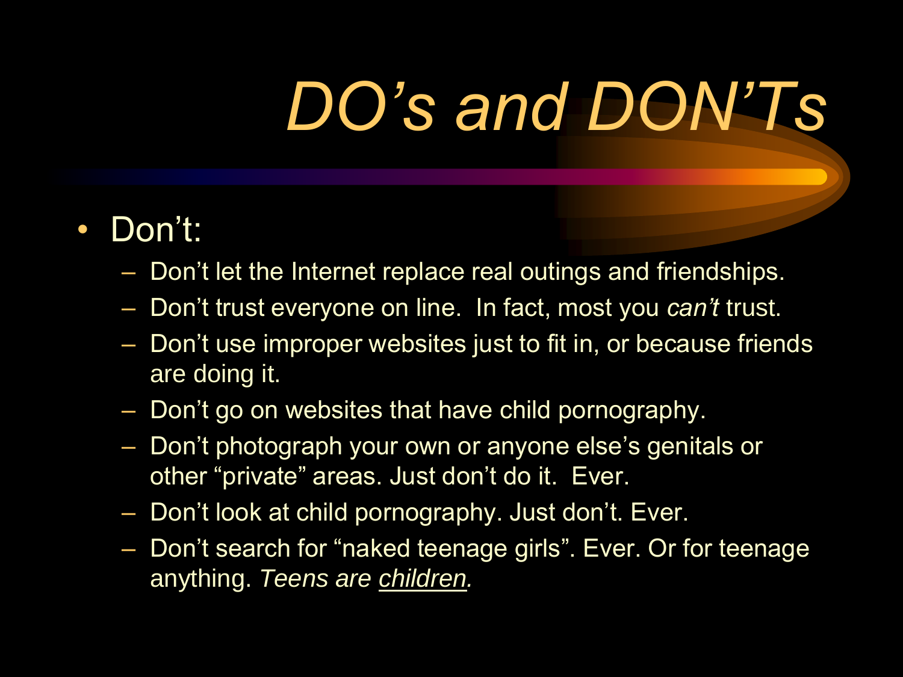# *DO's and DON'Ts*

- Don't:
  - Don't let the Internet replace real outings and friendships.
  - Don't trust everyone on line. In fact, most you *can't* trust.
  - Don't use improper websites just to fit in, or because friends are doing it.
  - Don't go on websites that have child pornography.
  - Don't photograph your own or anyone else's genitals or other "private" areas. Just don't do it. Ever.
  - Don't look at child pornography. Just don't. Ever.
  - Don't search for "naked teenage girls". Ever. Or for teenage anything. *Teens are <u>children</u>.*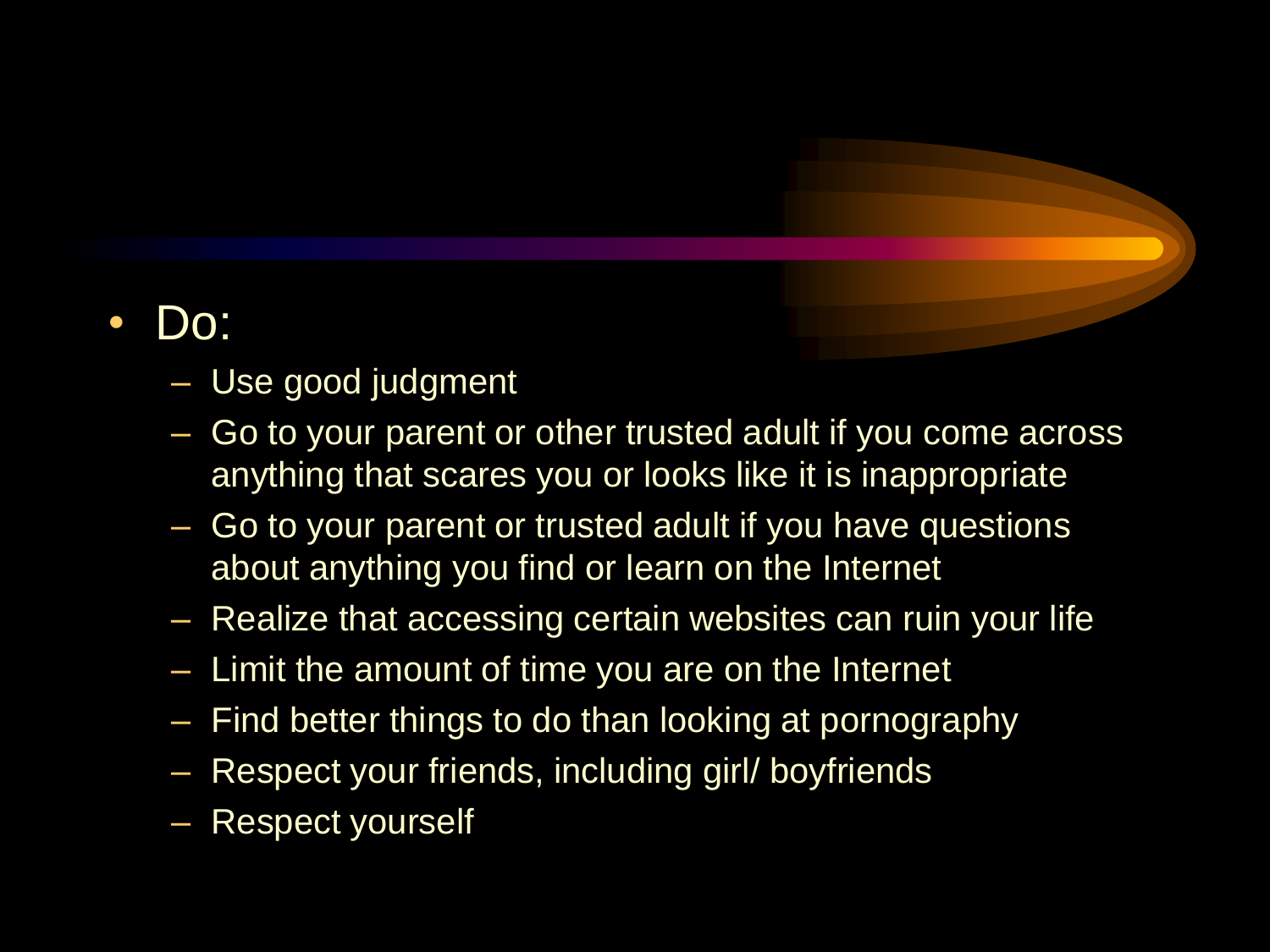- Do:
  - Use good judgment
  - Go to your parent or other trusted adult if you come across anything that scares you or looks like it is inappropriate
  - Go to your parent or trusted adult if you have questions about anything you find or learn on the Internet
  - Realize that accessing certain websites can ruin your life
  - Limit the amount of time you are on the Internet
  - Find better things to do than looking at pornography
  - Respect your friends, including girl/ boyfriends
  - Respect yourself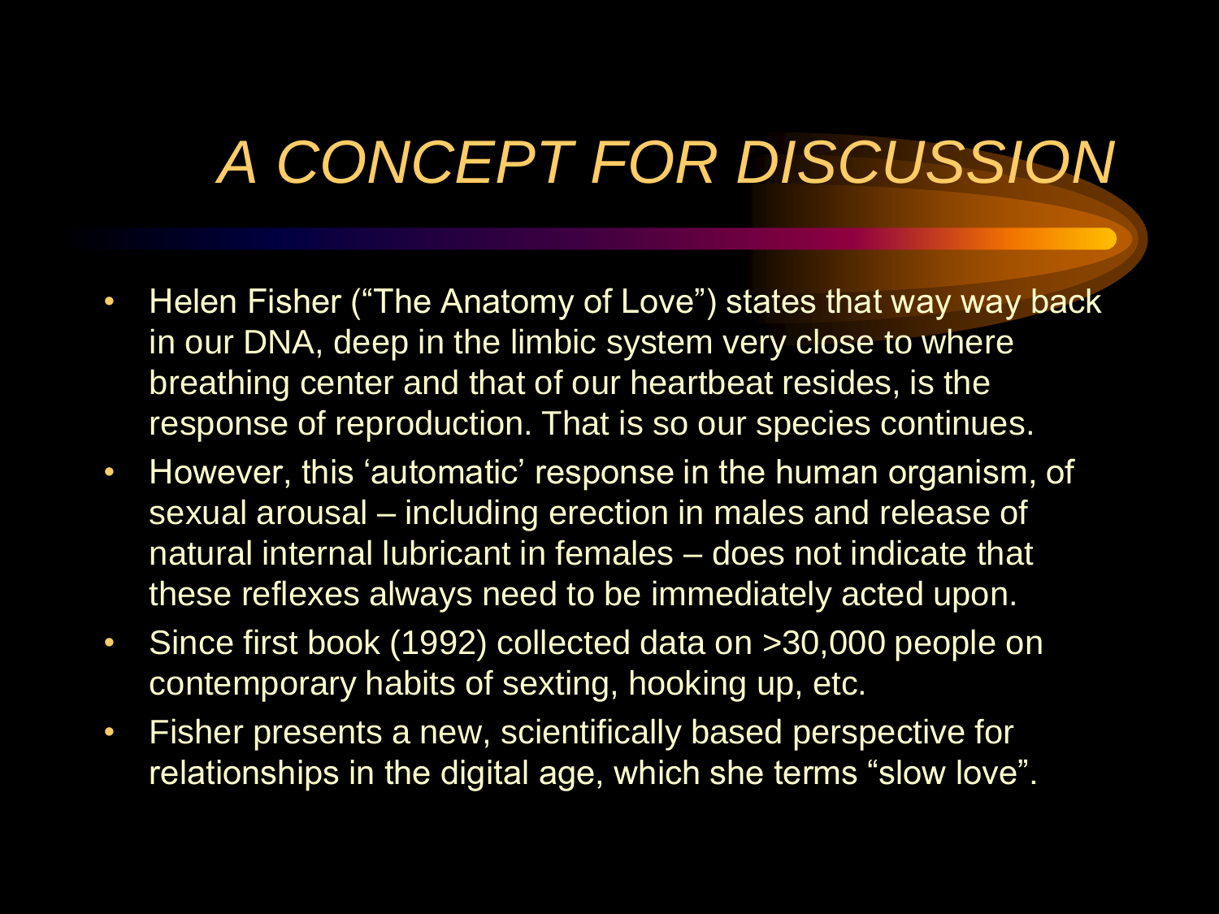# *A CONCEPT FOR DISCUSSION*

- Helen Fisher ("The Anatomy of Love") states that way way back in our DNA, deep in the limbic system very close to where breathing center and that of our heartbeat resides, is the response of reproduction. That is so our species continues.
- However, this 'automatic' response in the human organism, of sexual arousal – including erection in males and release of natural internal lubricant in females – does not indicate that these reflexes always need to be immediately acted upon.
- Since first book (1992) collected data on >30,000 people on contemporary habits of sexting, hooking up, etc.
- Fisher presents a new, scientifically based perspective for relationships in the digital age, which she terms "slow love".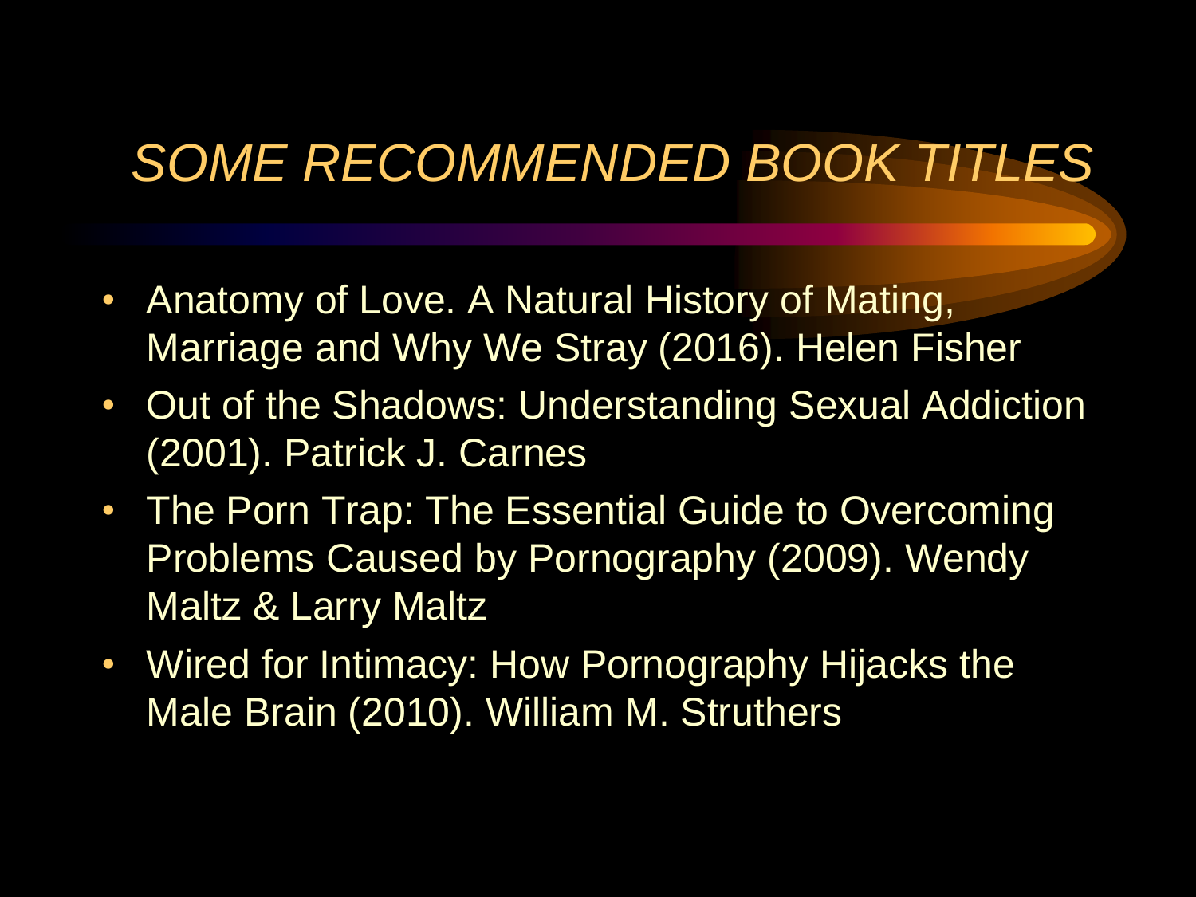# *SOME RECOMMENDED BOOK TITLES*

- Anatomy of Love. A Natural History of Mating, Marriage and Why We Stray (2016). Helen Fisher
- Out of the Shadows: Understanding Sexual Addiction (2001). Patrick J. Carnes
- The Porn Trap: The Essential Guide to Overcoming Problems Caused by Pornography (2009). Wendy Maltz & Larry Maltz
- Wired for Intimacy: How Pornography Hijacks the Male Brain (2010). William M. Struthers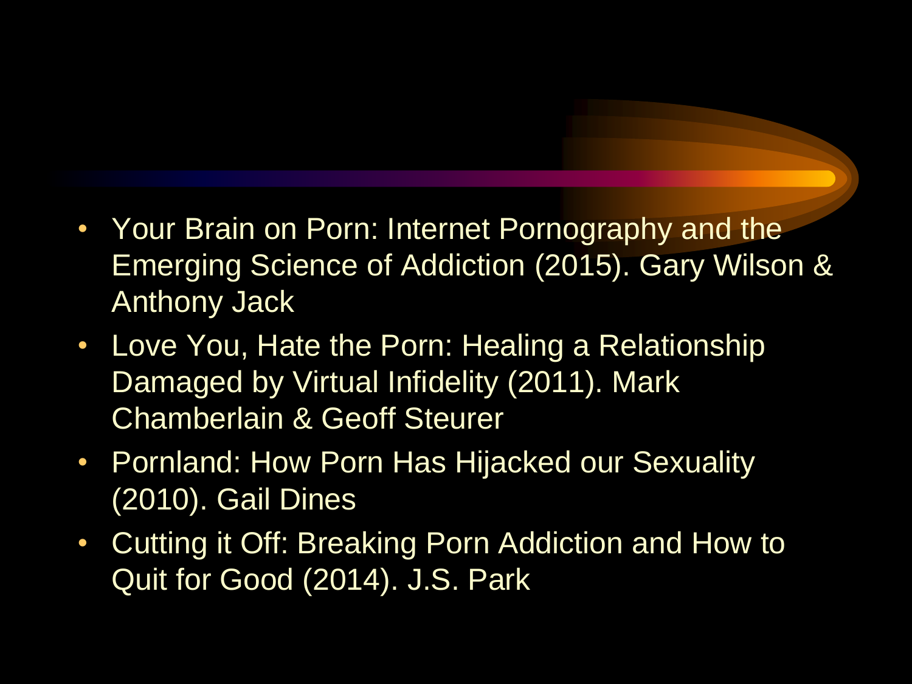- Your Brain on Porn: Internet Pornography and the Emerging Science of Addiction (2015). Gary Wilson & Anthony Jack
- Love You, Hate the Porn: Healing a Relationship Damaged by Virtual Infidelity (2011). Mark Chamberlain & Geoff Steurer
- Pornland: How Porn Has Hijacked our Sexuality (2010). Gail Dines
- Cutting it Off: Breaking Porn Addiction and How to Quit for Good (2014). J.S. Park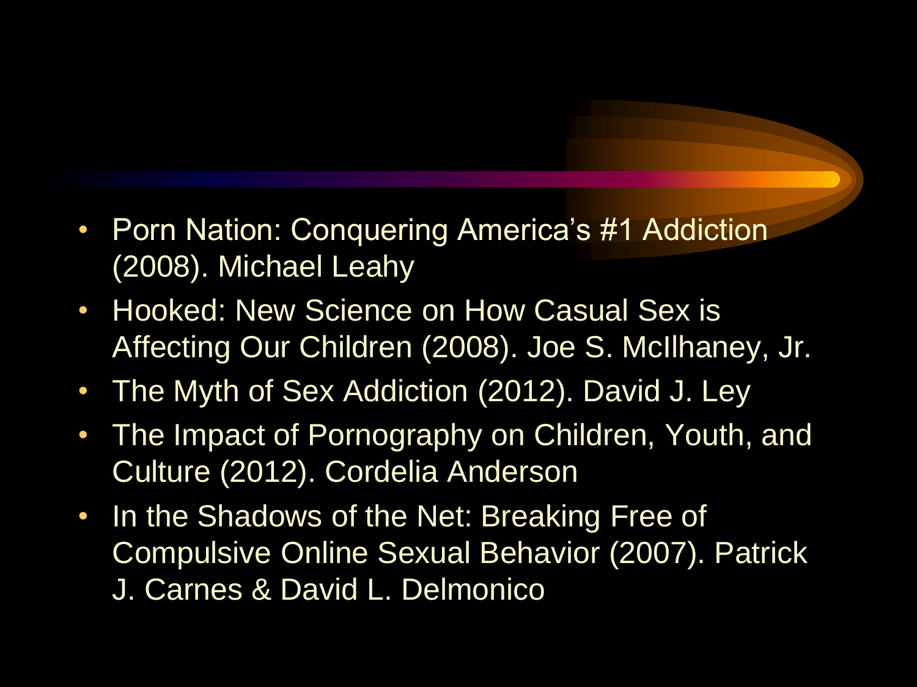- Porn Nation: Conquering America's #1 Addiction (2008). Michael Leahy
- Hooked: New Science on How Casual Sex is Affecting Our Children (2008). Joe S. McIlhaney, Jr.
- The Myth of Sex Addiction (2012). David J. Ley
- The Impact of Pornography on Children, Youth, and Culture (2012). Cordelia Anderson
- In the Shadows of the Net: Breaking Free of Compulsive Online Sexual Behavior (2007). Patrick J. Carnes & David L. Delmonico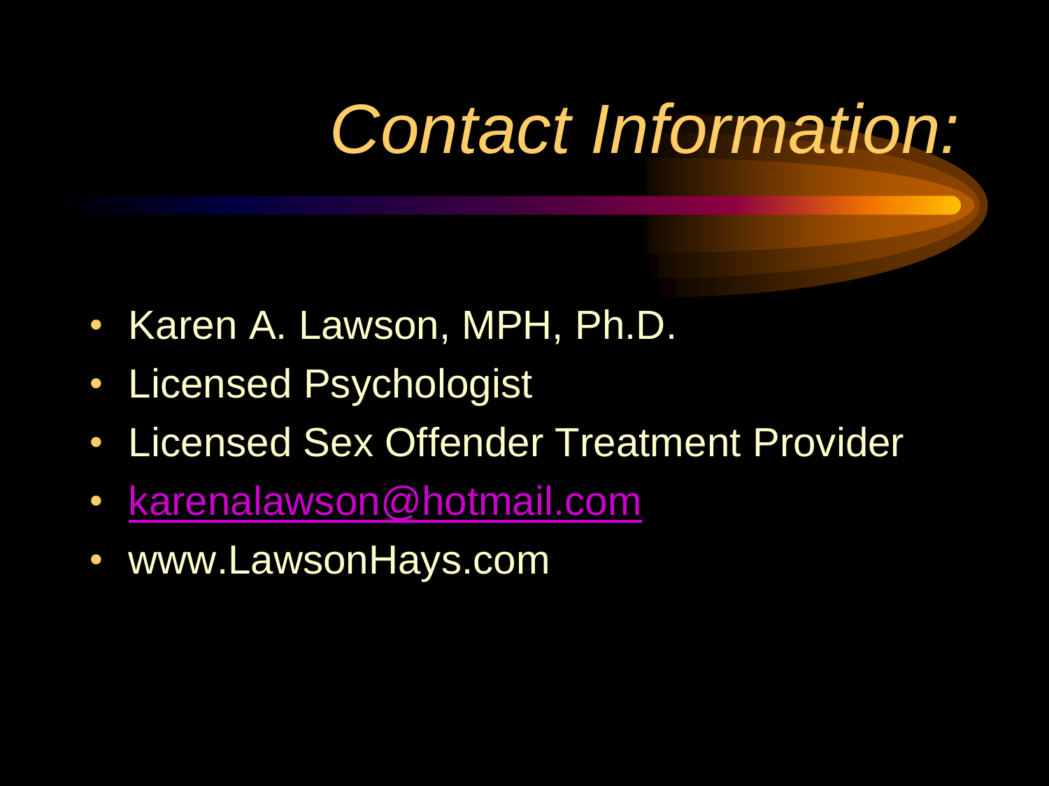# *Contact Information:*

- Karen A. Lawson, MPH, Ph.D.
- Licensed Psychologist
- Licensed Sex Offender Treatment Provider
- karenalawson@hotmail.com
- www.LawsonHays.com